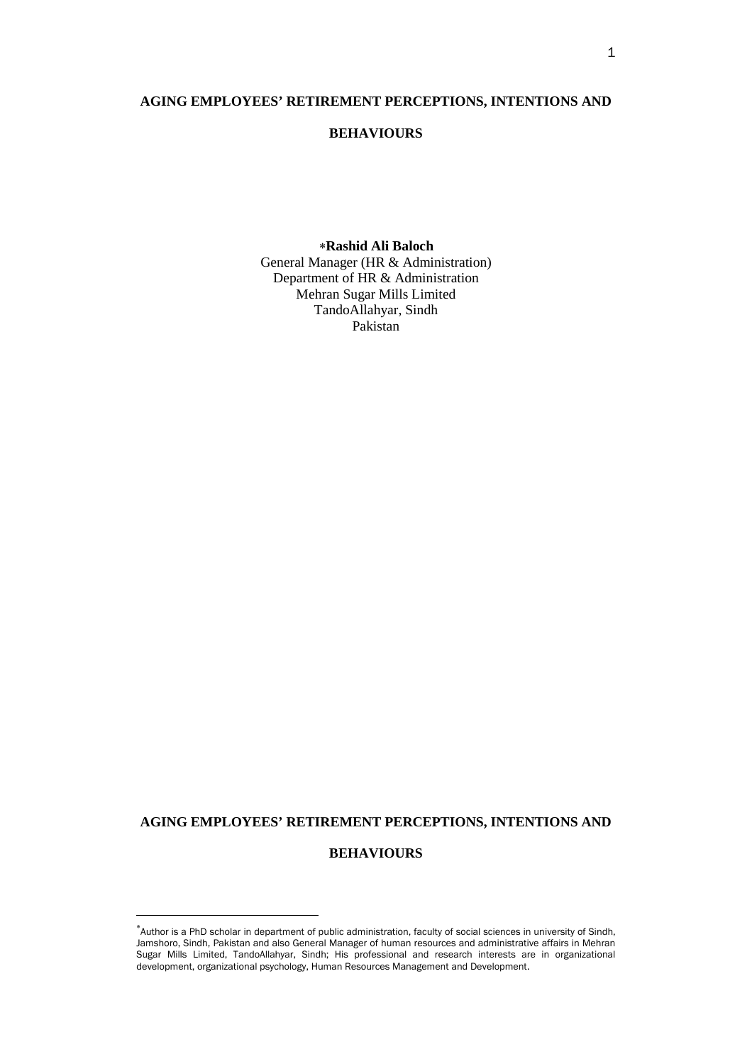# AGING EMPLOYEES' RETIREMENT PERCEPTIONS, INTENTIONS AND BEHAVIOURS

**\*Rashid Ali Baloch**
General Manager (HR & Administration)
Department of HR & Administration
Mehran Sugar Mills Limited
TandoAllahyar, Sindh
Pakistan

# AGING EMPLOYEES' RETIREMENT PERCEPTIONS, INTENTIONS AND BEHAVIOURS

---

*Author is a PhD scholar in department of public administration, faculty of social sciences in university of Sindh, Jamshoro, Sindh, Pakistan and also General Manager of human resources and administrative affairs in Mehran Sugar Mills Limited, TandoAllahyar, Sindh; His professional and research interests are in organizational development, organizational psychology, Human Resources Management and Development.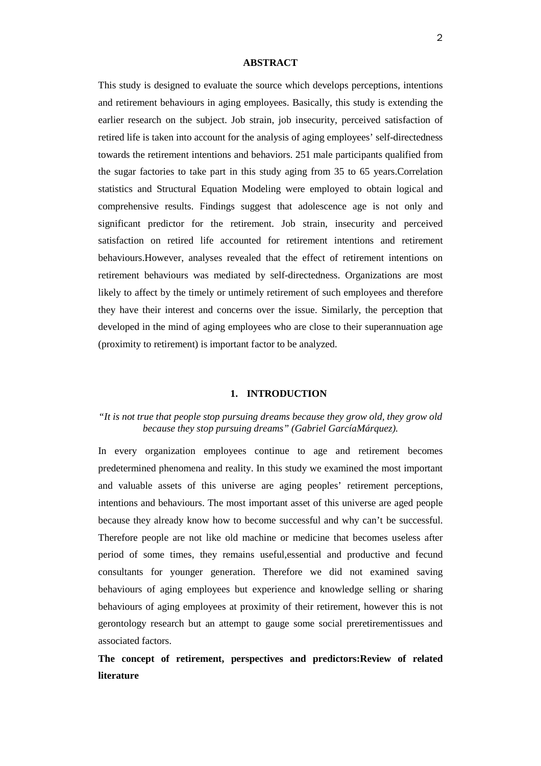## ABSTRACT

This study is designed to evaluate the source which develops perceptions, intentions and retirement behaviours in aging employees. Basically, this study is extending the earlier research on the subject. Job strain, job insecurity, perceived satisfaction of retired life is taken into account for the analysis of aging employees' self-directedness towards the retirement intentions and behaviors. 251 male participants qualified from the sugar factories to take part in this study aging from 35 to 65 years.Correlation statistics and Structural Equation Modeling were employed to obtain logical and comprehensive results. Findings suggest that adolescence age is not only and significant predictor for the retirement. Job strain, insecurity and perceived satisfaction on retired life accounted for retirement intentions and retirement behaviours.However, analyses revealed that the effect of retirement intentions on retirement behaviours was mediated by self-directedness. Organizations are most likely to affect by the timely or untimely retirement of such employees and therefore they have their interest and concerns over the issue. Similarly, the perception that developed in the mind of aging employees who are close to their superannuation age (proximity to retirement) is important factor to be analyzed.

## 1. INTRODUCTION

*"It is not true that people stop pursuing dreams because they grow old, they grow old because they stop pursuing dreams" (Gabriel GarcíaMárquez).*

In every organization employees continue to age and retirement becomes predetermined phenomena and reality. In this study we examined the most important and valuable assets of this universe are aging peoples' retirement perceptions, intentions and behaviours. The most important asset of this universe are aged people because they already know how to become successful and why can't be successful. Therefore people are not like old machine or medicine that becomes useless after period of some times, they remains useful,essential and productive and fecund consultants for younger generation. Therefore we did not examined saving behaviours of aging employees but experience and knowledge selling or sharing behaviours of aging employees at proximity of their retirement, however this is not gerontology research but an attempt to gauge some social preretirementissues and associated factors.

**The concept of retirement, perspectives and predictors:Review of related literature**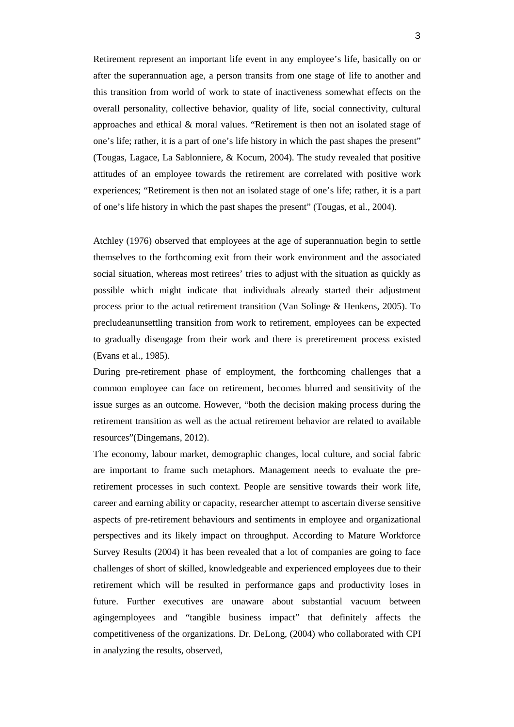Retirement represent an important life event in any employee's life, basically on or after the superannuation age, a person transits from one stage of life to another and this transition from world of work to state of inactiveness somewhat effects on the overall personality, collective behavior, quality of life, social connectivity, cultural approaches and ethical & moral values. "Retirement is then not an isolated stage of one's life; rather, it is a part of one's life history in which the past shapes the present" (Tougas, Lagace, La Sablonniere, & Kocum, 2004). The study revealed that positive attitudes of an employee towards the retirement are correlated with positive work experiences; "Retirement is then not an isolated stage of one's life; rather, it is a part of one's life history in which the past shapes the present" (Tougas, et al., 2004).

Atchley (1976) observed that employees at the age of superannuation begin to settle themselves to the forthcoming exit from their work environment and the associated social situation, whereas most retirees' tries to adjust with the situation as quickly as possible which might indicate that individuals already started their adjustment process prior to the actual retirement transition (Van Solinge & Henkens, 2005). To precludeanunsettling transition from work to retirement, employees can be expected to gradually disengage from their work and there is preretirement process existed (Evans et al., 1985).

During pre-retirement phase of employment, the forthcoming challenges that a common employee can face on retirement, becomes blurred and sensitivity of the issue surges as an outcome. However, "both the decision making process during the retirement transition as well as the actual retirement behavior are related to available resources"(Dingemans, 2012).

The economy, labour market, demographic changes, local culture, and social fabric are important to frame such metaphors. Management needs to evaluate the pre-retirement processes in such context. People are sensitive towards their work life, career and earning ability or capacity, researcher attempt to ascertain diverse sensitive aspects of pre-retirement behaviours and sentiments in employee and organizational perspectives and its likely impact on throughput. According to Mature Workforce Survey Results (2004) it has been revealed that a lot of companies are going to face challenges of short of skilled, knowledgeable and experienced employees due to their retirement which will be resulted in performance gaps and productivity loses in future. Further executives are unaware about substantial vacuum between agingemployees and "tangible business impact" that definitely affects the competitiveness of the organizations. Dr. DeLong, (2004) who collaborated with CPI in analyzing the results, observed,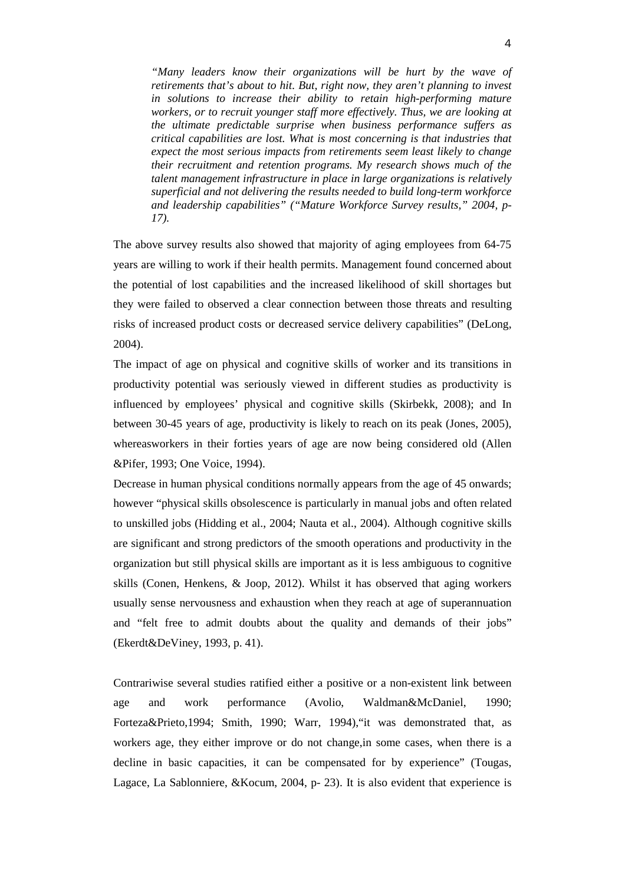> *"Many leaders know their organizations will be hurt by the wave of retirements that's about to hit. But, right now, they aren't planning to invest in solutions to increase their ability to retain high-performing mature workers, or to recruit younger staff more effectively. Thus, we are looking at the ultimate predictable surprise when business performance suffers as critical capabilities are lost. What is most concerning is that industries that expect the most serious impacts from retirements seem least likely to change their recruitment and retention programs. My research shows much of the talent management infrastructure in place in large organizations is relatively superficial and not delivering the results needed to build long-term workforce and leadership capabilities" ("Mature Workforce Survey results," 2004, p-17).*

The above survey results also showed that majority of aging employees from 64-75 years are willing to work if their health permits. Management found concerned about the potential of lost capabilities and the increased likelihood of skill shortages but they were failed to observed a clear connection between those threats and resulting risks of increased product costs or decreased service delivery capabilities" (DeLong, 2004).

The impact of age on physical and cognitive skills of worker and its transitions in productivity potential was seriously viewed in different studies as productivity is influenced by employees' physical and cognitive skills (Skirbekk, 2008); and In between 30-45 years of age, productivity is likely to reach on its peak (Jones, 2005), whereasworkers in their forties years of age are now being considered old (Allen &Pifer, 1993; One Voice, 1994).

Decrease in human physical conditions normally appears from the age of 45 onwards; however "physical skills obsolescence is particularly in manual jobs and often related to unskilled jobs (Hidding et al., 2004; Nauta et al., 2004). Although cognitive skills are significant and strong predictors of the smooth operations and productivity in the organization but still physical skills are important as it is less ambiguous to cognitive skills (Conen, Henkens, & Joop, 2012). Whilst it has observed that aging workers usually sense nervousness and exhaustion when they reach at age of superannuation and "felt free to admit doubts about the quality and demands of their jobs" (Ekerdt&DeViney, 1993, p. 41).

Contrariwise several studies ratified either a positive or a non-existent link between age and work performance (Avolio, Waldman&McDaniel, 1990; Forteza&Prieto,1994; Smith, 1990; Warr, 1994),"it was demonstrated that, as workers age, they either improve or do not change,in some cases, when there is a decline in basic capacities, it can be compensated for by experience" (Tougas, Lagace, La Sablonniere, &Kocum, 2004, p- 23). It is also evident that experience is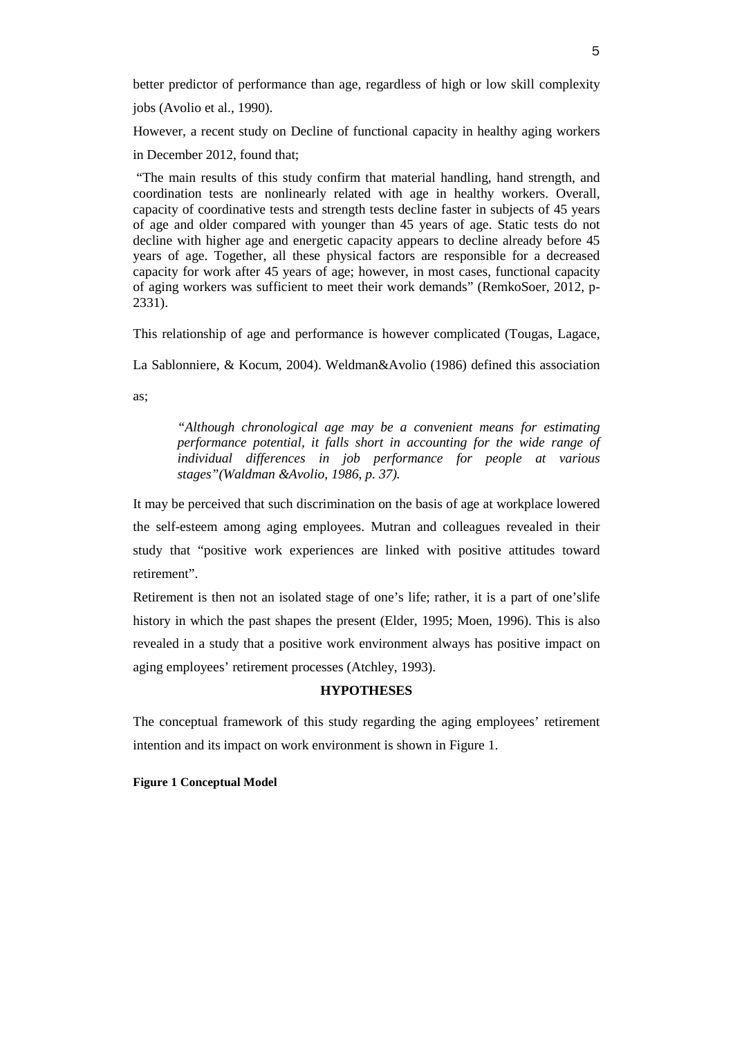better predictor of performance than age, regardless of high or low skill complexity jobs (Avolio et al., 1990).

However, a recent study on Decline of functional capacity in healthy aging workers in December 2012, found that;

"The main results of this study confirm that material handling, hand strength, and coordination tests are nonlinearly related with age in healthy workers. Overall, capacity of coordinative tests and strength tests decline faster in subjects of 45 years of age and older compared with younger than 45 years of age. Static tests do not decline with higher age and energetic capacity appears to decline already before 45 years of age. Together, all these physical factors are responsible for a decreased capacity for work after 45 years of age; however, in most cases, functional capacity of aging workers was sufficient to meet their work demands" (RemkoSoer, 2012, p-2331).

This relationship of age and performance is however complicated (Tougas, Lagace, La Sablonniere, & Kocum, 2004). Weldman&Avolio (1986) defined this association as;

> *"Although chronological age may be a convenient means for estimating performance potential, it falls short in accounting for the wide range of individual differences in job performance for people at various stages"(Waldman &Avolio, 1986, p. 37).*

It may be perceived that such discrimination on the basis of age at workplace lowered the self-esteem among aging employees. Mutran and colleagues revealed in their study that "positive work experiences are linked with positive attitudes toward retirement".

Retirement is then not an isolated stage of one's life; rather, it is a part of one'slife history in which the past shapes the present (Elder, 1995; Moen, 1996). This is also revealed in a study that a positive work environment always has positive impact on aging employees' retirement processes (Atchley, 1993).

## HYPOTHESES

The conceptual framework of this study regarding the aging employees' retirement intention and its impact on work environment is shown in Figure 1.

**Figure 1 Conceptual Model**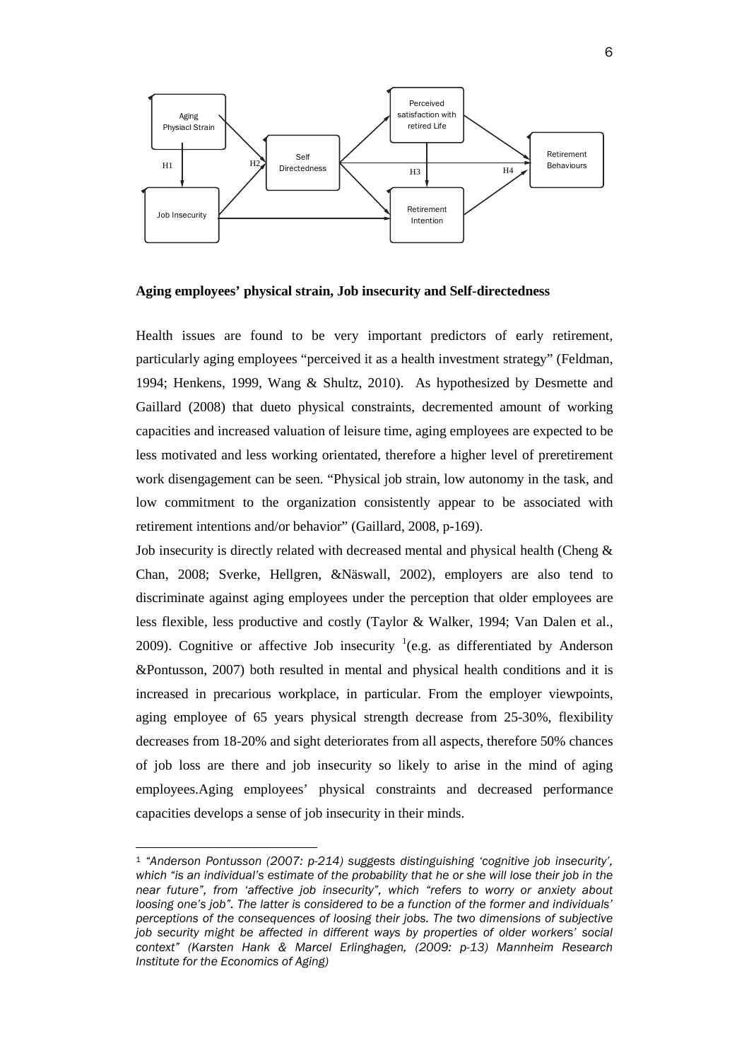**Aging employees' physical strain, Job insecurity and Self-directedness**

Health issues are found to be very important predictors of early retirement, particularly aging employees "perceived it as a health investment strategy" (Feldman, 1994; Henkens, 1999, Wang & Shultz, 2010). As hypothesized by Desmette and Gaillard (2008) that dueto physical constraints, decremented amount of working capacities and increased valuation of leisure time, aging employees are expected to be less motivated and less working orientated, therefore a higher level of preretirement work disengagement can be seen. "Physical job strain, low autonomy in the task, and low commitment to the organization consistently appear to be associated with retirement intentions and/or behavior" (Gaillard, 2008, p-169).

Job insecurity is directly related with decreased mental and physical health (Cheng & Chan, 2008; Sverke, Hellgren, &Näswall, 2002), employers are also tend to discriminate against aging employees under the perception that older employees are less flexible, less productive and costly (Taylor & Walker, 1994; Van Dalen et al., 2009). Cognitive or affective Job insecurity [1](e.g. as differentiated by Anderson &Pontusson, 2007) both resulted in mental and physical health conditions and it is increased in precarious workplace, in particular. From the employer viewpoints, aging employee of 65 years physical strength decrease from 25-30%, flexibility decreases from 18-20% and sight deteriorates from all aspects, therefore 50% chances of job loss are there and job insecurity so likely to arise in the mind of aging employees.Aging employees' physical constraints and decreased performance capacities develops a sense of job insecurity in their minds.

---

[1] *"Anderson Pontusson (2007: p-214) suggests distinguishing 'cognitive job insecurity', which "is an individual's estimate of the probability that he or she will lose their job in the near future", from 'affective job insecurity", which "refers to worry or anxiety about loosing one's job". The latter is considered to be a function of the former and individuals' perceptions of the consequences of loosing their jobs. The two dimensions of subjective job security might be affected in different ways by properties of older workers' social context" (Karsten Hank & Marcel Erlinghagen, (2009: p-13) Mannheim Research Institute for the Economics of Aging)*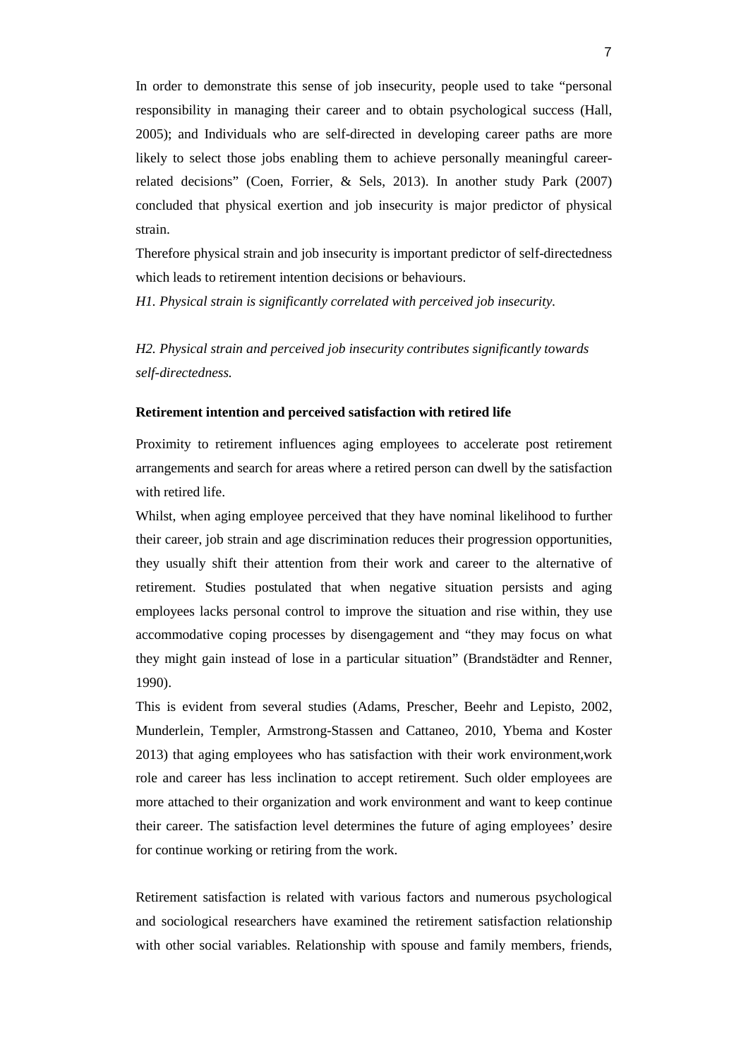In order to demonstrate this sense of job insecurity, people used to take "personal responsibility in managing their career and to obtain psychological success (Hall, 2005); and Individuals who are self-directed in developing career paths are more likely to select those jobs enabling them to achieve personally meaningful career-related decisions" (Coen, Forrier, & Sels, 2013). In another study Park (2007) concluded that physical exertion and job insecurity is major predictor of physical strain.

Therefore physical strain and job insecurity is important predictor of self-directedness which leads to retirement intention decisions or behaviours.

*H1. Physical strain is significantly correlated with perceived job insecurity.*

*H2. Physical strain and perceived job insecurity contributes significantly towards self-directedness.*

**Retirement intention and perceived satisfaction with retired life**

Proximity to retirement influences aging employees to accelerate post retirement arrangements and search for areas where a retired person can dwell by the satisfaction with retired life.

Whilst, when aging employee perceived that they have nominal likelihood to further their career, job strain and age discrimination reduces their progression opportunities, they usually shift their attention from their work and career to the alternative of retirement. Studies postulated that when negative situation persists and aging employees lacks personal control to improve the situation and rise within, they use accommodative coping processes by disengagement and "they may focus on what they might gain instead of lose in a particular situation" (Brandstädter and Renner, 1990).

This is evident from several studies (Adams, Prescher, Beehr and Lepisto, 2002, Munderlein, Templer, Armstrong-Stassen and Cattaneo, 2010, Ybema and Koster 2013) that aging employees who has satisfaction with their work environment,work role and career has less inclination to accept retirement. Such older employees are more attached to their organization and work environment and want to keep continue their career. The satisfaction level determines the future of aging employees' desire for continue working or retiring from the work.

Retirement satisfaction is related with various factors and numerous psychological and sociological researchers have examined the retirement satisfaction relationship with other social variables. Relationship with spouse and family members, friends,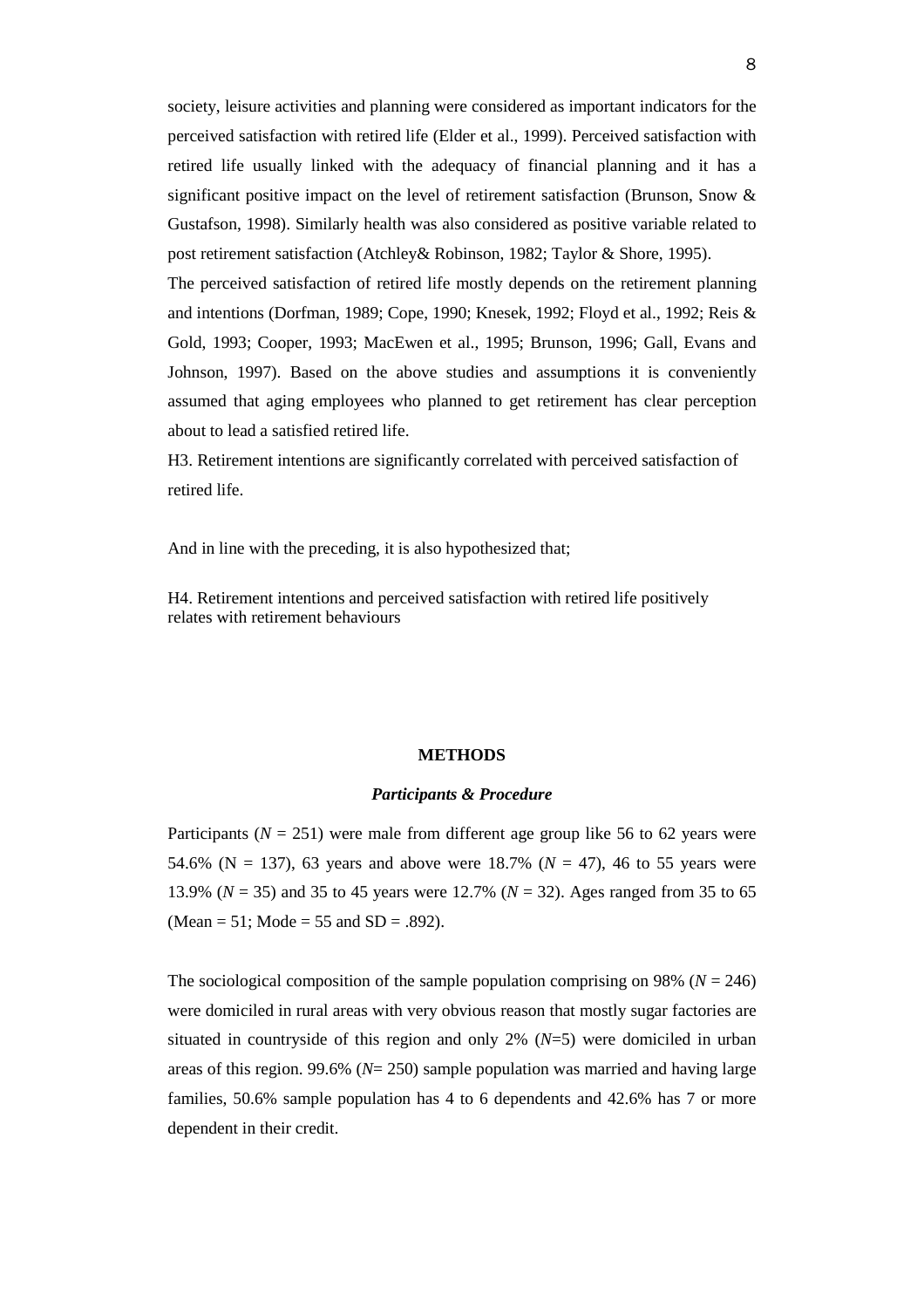society, leisure activities and planning were considered as important indicators for the perceived satisfaction with retired life (Elder et al., 1999). Perceived satisfaction with retired life usually linked with the adequacy of financial planning and it has a significant positive impact on the level of retirement satisfaction (Brunson, Snow & Gustafson, 1998). Similarly health was also considered as positive variable related to post retirement satisfaction (Atchley& Robinson, 1982; Taylor & Shore, 1995).

The perceived satisfaction of retired life mostly depends on the retirement planning and intentions (Dorfman, 1989; Cope, 1990; Knesek, 1992; Floyd et al., 1992; Reis & Gold, 1993; Cooper, 1993; MacEwen et al., 1995; Brunson, 1996; Gall, Evans and Johnson, 1997). Based on the above studies and assumptions it is conveniently assumed that aging employees who planned to get retirement has clear perception about to lead a satisfied retired life.

H3. Retirement intentions are significantly correlated with perceived satisfaction of retired life.

And in line with the preceding, it is also hypothesized that;

H4. Retirement intentions and perceived satisfaction with retired life positively relates with retirement behaviours

## METHODS

### *Participants & Procedure*

Participants (*N* = 251) were male from different age group like 56 to 62 years were 54.6% (N = 137), 63 years and above were 18.7% (*N* = 47), 46 to 55 years were 13.9% (*N* = 35) and 35 to 45 years were 12.7% (*N* = 32). Ages ranged from 35 to 65 (Mean = 51; Mode = 55 and SD = .892).

The sociological composition of the sample population comprising on 98% (*N* = 246) were domiciled in rural areas with very obvious reason that mostly sugar factories are situated in countryside of this region and only 2% (*N*=5) were domiciled in urban areas of this region. 99.6% (*N*= 250) sample population was married and having large families, 50.6% sample population has 4 to 6 dependents and 42.6% has 7 or more dependent in their credit.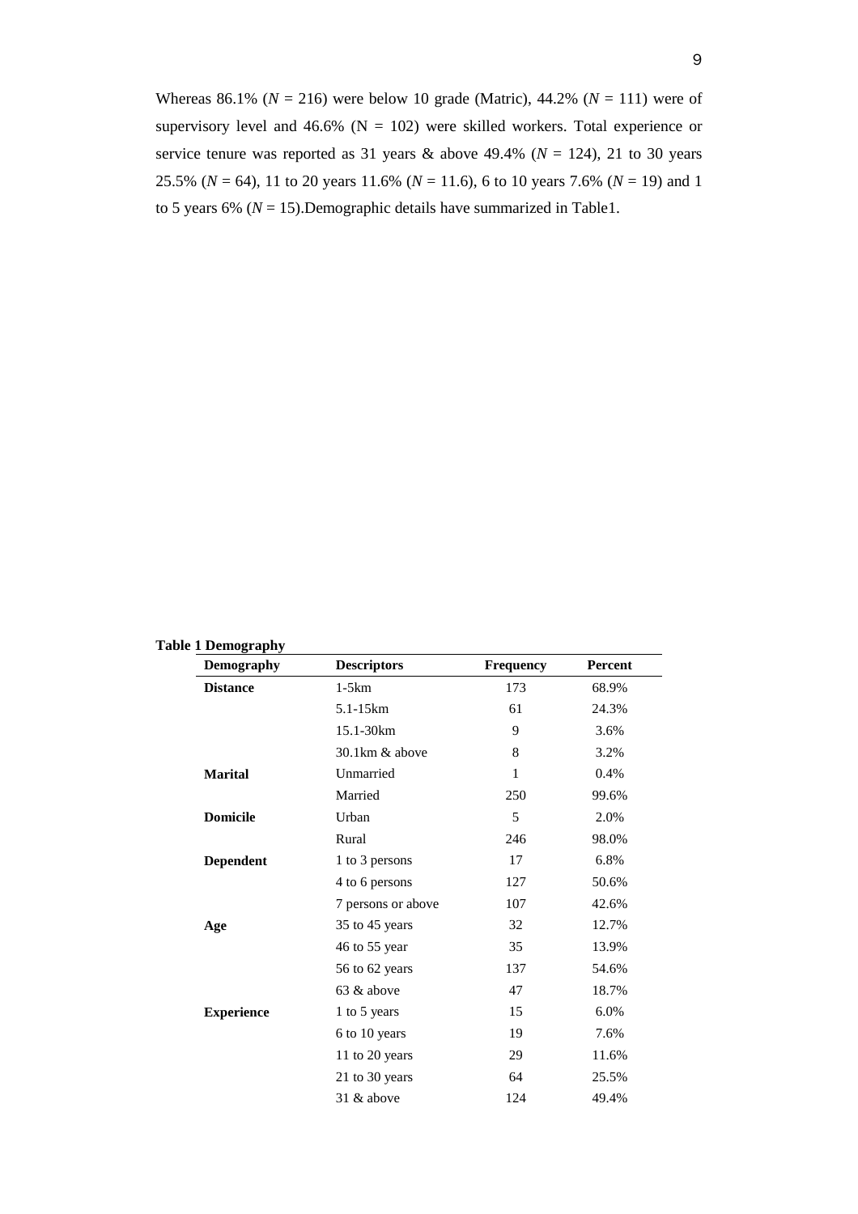Whereas 86.1% (*N* = 216) were below 10 grade (Matric), 44.2% (*N* = 111) were of supervisory level and 46.6% (N = 102) were skilled workers. Total experience or service tenure was reported as 31 years & above 49.4% (*N* = 124), 21 to 30 years 25.5% (*N* = 64), 11 to 20 years 11.6% (*N* = 11.6), 6 to 10 years 7.6% (*N* = 19) and 1 to 5 years 6% (*N* = 15).Demographic details have summarized in Table1.

**Table 1 Demography**

| Demography | Descriptors | Frequency | Percent |
|---|---|---|---|
| **Distance** | 1-5km | 173 | 68.9% |
| | 5.1-15km | 61 | 24.3% |
| | 15.1-30km | 9 | 3.6% |
| | 30.1km & above | 8 | 3.2% |
| **Marital** | Unmarried | 1 | 0.4% |
| | Married | 250 | 99.6% |
| **Domicile** | Urban | 5 | 2.0% |
| | Rural | 246 | 98.0% |
| **Dependent** | 1 to 3 persons | 17 | 6.8% |
| | 4 to 6 persons | 127 | 50.6% |
| | 7 persons or above | 107 | 42.6% |
| **Age** | 35 to 45 years | 32 | 12.7% |
| | 46 to 55 year | 35 | 13.9% |
| | 56 to 62 years | 137 | 54.6% |
| | 63 & above | 47 | 18.7% |
| **Experience** | 1 to 5 years | 15 | 6.0% |
| | 6 to 10 years | 19 | 7.6% |
| | 11 to 20 years | 29 | 11.6% |
| | 21 to 30 years | 64 | 25.5% |
| | 31 & above | 124 | 49.4% |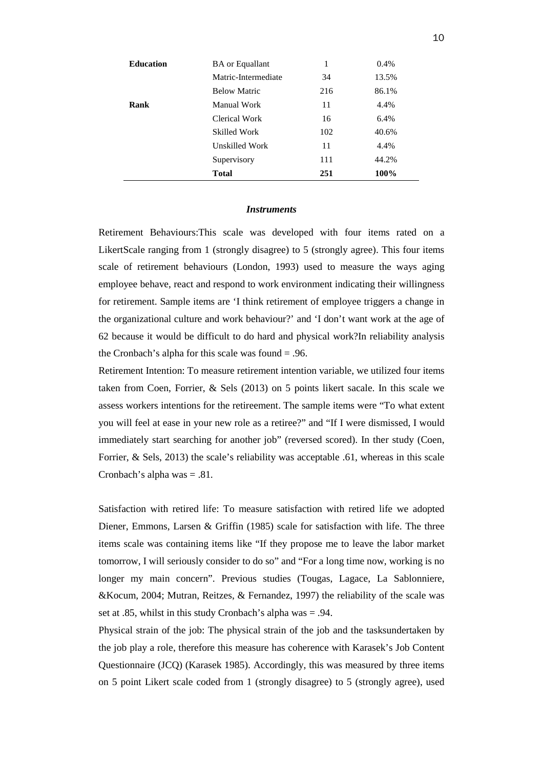| | | | |
|---|---|---|---|
| **Education** | BA or Equallant | 1 | 0.4% |
| | Matric-Intermediate | 34 | 13.5% |
| | Below Matric | 216 | 86.1% |
| **Rank** | Manual Work | 11 | 4.4% |
| | Clerical Work | 16 | 6.4% |
| | Skilled Work | 102 | 40.6% |
| | Unskilled Work | 11 | 4.4% |
| | Supervisory | 111 | 44.2% |
| | **Total** | **251** | **100%** |

### *Instruments*

Retirement Behaviours:This scale was developed with four items rated on a LikertScale ranging from 1 (strongly disagree) to 5 (strongly agree). This four items scale of retirement behaviours (London, 1993) used to measure the ways aging employee behave, react and respond to work environment indicating their willingness for retirement. Sample items are 'I think retirement of employee triggers a change in the organizational culture and work behaviour?' and 'I don't want work at the age of 62 because it would be difficult to do hard and physical work?In reliability analysis the Cronbach's alpha for this scale was found = .96.

Retirement Intention: To measure retirement intention variable, we utilized four items taken from Coen, Forrier, & Sels (2013) on 5 points likert sacale. In this scale we assess workers intentions for the retireement. The sample items were "To what extent you will feel at ease in your new role as a retiree?" and "If I were dismissed, I would immediately start searching for another job" (reversed scored). In ther study (Coen, Forrier, & Sels, 2013) the scale's reliability was acceptable .61, whereas in this scale Cronbach's alpha was = .81.

Satisfaction with retired life: To measure satisfaction with retired life we adopted Diener, Emmons, Larsen & Griffin (1985) scale for satisfaction with life. The three items scale was containing items like "If they propose me to leave the labor market tomorrow, I will seriously consider to do so" and "For a long time now, working is no longer my main concern". Previous studies (Tougas, Lagace, La Sablonniere, &Kocum, 2004; Mutran, Reitzes, & Fernandez, 1997) the reliability of the scale was set at .85, whilst in this study Cronbach's alpha was = .94.

Physical strain of the job: The physical strain of the job and the tasksundertaken by the job play a role, therefore this measure has coherence with Karasek's Job Content Questionnaire (JCQ) (Karasek 1985). Accordingly, this was measured by three items on 5 point Likert scale coded from 1 (strongly disagree) to 5 (strongly agree), used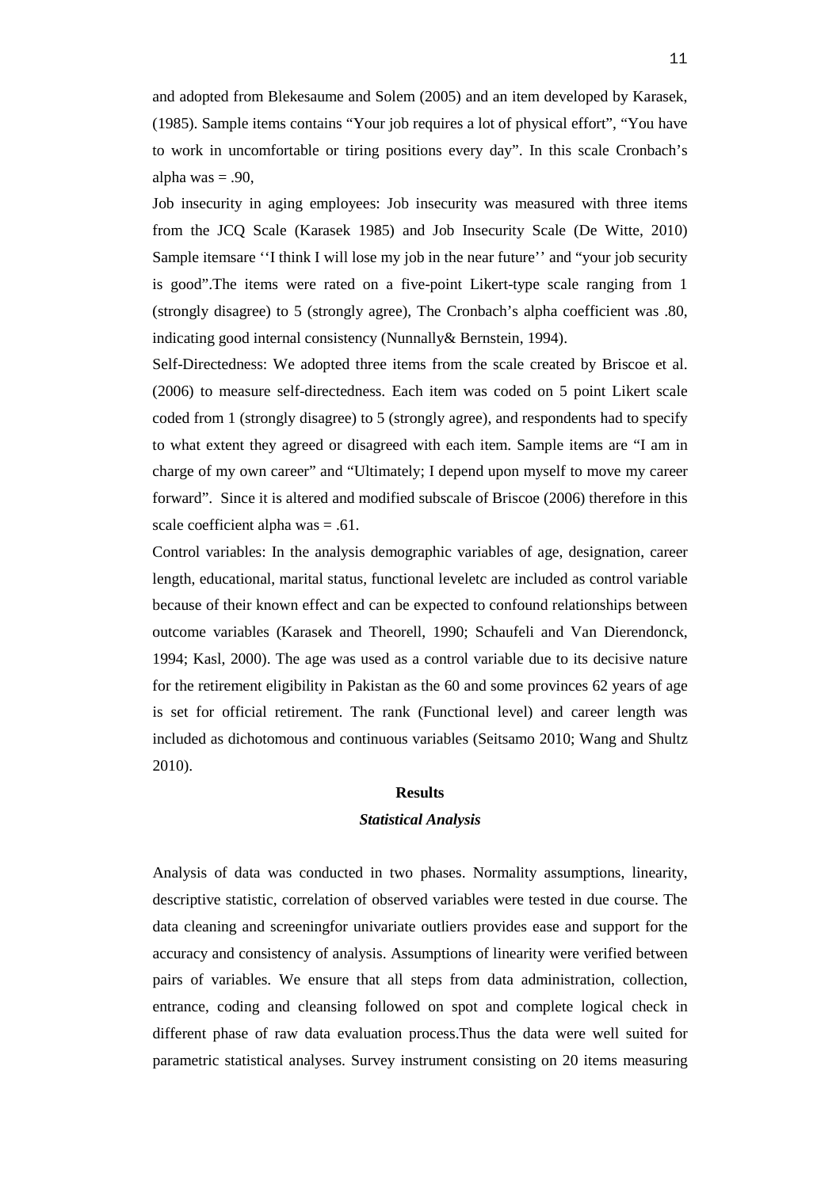and adopted from Blekesaume and Solem (2005) and an item developed by Karasek, (1985). Sample items contains "Your job requires a lot of physical effort", "You have to work in uncomfortable or tiring positions every day". In this scale Cronbach's alpha was = .90,

Job insecurity in aging employees: Job insecurity was measured with three items from the JCQ Scale (Karasek 1985) and Job Insecurity Scale (De Witte, 2010) Sample itemsare ''I think I will lose my job in the near future'' and "your job security is good".The items were rated on a five-point Likert-type scale ranging from 1 (strongly disagree) to 5 (strongly agree), The Cronbach's alpha coefficient was .80, indicating good internal consistency (Nunnally& Bernstein, 1994).

Self-Directedness: We adopted three items from the scale created by Briscoe et al. (2006) to measure self-directedness. Each item was coded on 5 point Likert scale coded from 1 (strongly disagree) to 5 (strongly agree), and respondents had to specify to what extent they agreed or disagreed with each item. Sample items are "I am in charge of my own career" and "Ultimately; I depend upon myself to move my career forward". Since it is altered and modified subscale of Briscoe (2006) therefore in this scale coefficient alpha was = .61.

Control variables: In the analysis demographic variables of age, designation, career length, educational, marital status, functional leveletc are included as control variable because of their known effect and can be expected to confound relationships between outcome variables (Karasek and Theorell, 1990; Schaufeli and Van Dierendonck, 1994; Kasl, 2000). The age was used as a control variable due to its decisive nature for the retirement eligibility in Pakistan as the 60 and some provinces 62 years of age is set for official retirement. The rank (Functional level) and career length was included as dichotomous and continuous variables (Seitsamo 2010; Wang and Shultz 2010).

## Results

### *Statistical Analysis*

Analysis of data was conducted in two phases. Normality assumptions, linearity, descriptive statistic, correlation of observed variables were tested in due course. The data cleaning and screeningfor univariate outliers provides ease and support for the accuracy and consistency of analysis. Assumptions of linearity were verified between pairs of variables. We ensure that all steps from data administration, collection, entrance, coding and cleansing followed on spot and complete logical check in different phase of raw data evaluation process.Thus the data were well suited for parametric statistical analyses. Survey instrument consisting on 20 items measuring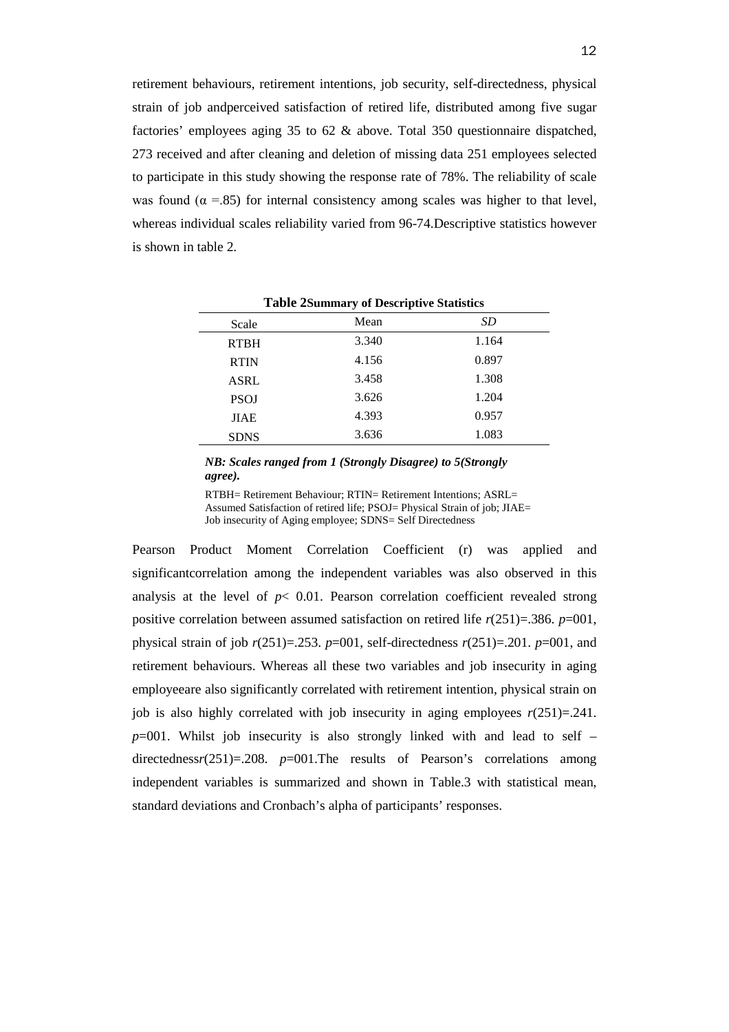retirement behaviours, retirement intentions, job security, self-directedness, physical strain of job andperceived satisfaction of retired life, distributed among five sugar factories' employees aging 35 to 62 & above. Total 350 questionnaire dispatched, 273 received and after cleaning and deletion of missing data 251 employees selected to participate in this study showing the response rate of 78%. The reliability of scale was found ($\alpha$ =.85) for internal consistency among scales was higher to that level, whereas individual scales reliability varied from 96-74.Descriptive statistics however is shown in table 2.

**Table 2Summary of Descriptive Statistics**

| Scale | Mean | *SD* |
|---|---|---|
| RTBH | 3.340 | 1.164 |
| RTIN | 4.156 | 0.897 |
| ASRL | 3.458 | 1.308 |
| PSOJ | 3.626 | 1.204 |
| JIAE | 4.393 | 0.957 |
| SDNS | 3.636 | 1.083 |

***NB: Scales ranged from 1 (Strongly Disagree) to 5(Strongly agree).***

RTBH= Retirement Behaviour; RTIN= Retirement Intentions; ASRL= Assumed Satisfaction of retired life; PSOJ= Physical Strain of job; JIAE= Job insecurity of Aging employee; SDNS= Self Directedness

Pearson Product Moment Correlation Coefficient (r) was applied and significantcorrelation among the independent variables was also observed in this analysis at the level of $p< 0.01$. Pearson correlation coefficient revealed strong positive correlation between assumed satisfaction on retired life $r(251)$=.386. $p$=001, physical strain of job $r(251)$=.253. $p$=001, self-directedness $r(251)$=.201. $p$=001, and retirement behaviours. Whereas all these two variables and job insecurity in aging employeeare also significantly correlated with retirement intention, physical strain on job is also highly correlated with job insecurity in aging employees $r(251)$=.241. $p$=001. Whilst job insecurity is also strongly linked with and lead to self – directedness$r(251)$=.208. $p$=001.The results of Pearson's correlations among independent variables is summarized and shown in Table.3 with statistical mean, standard deviations and Cronbach's alpha of participants' responses.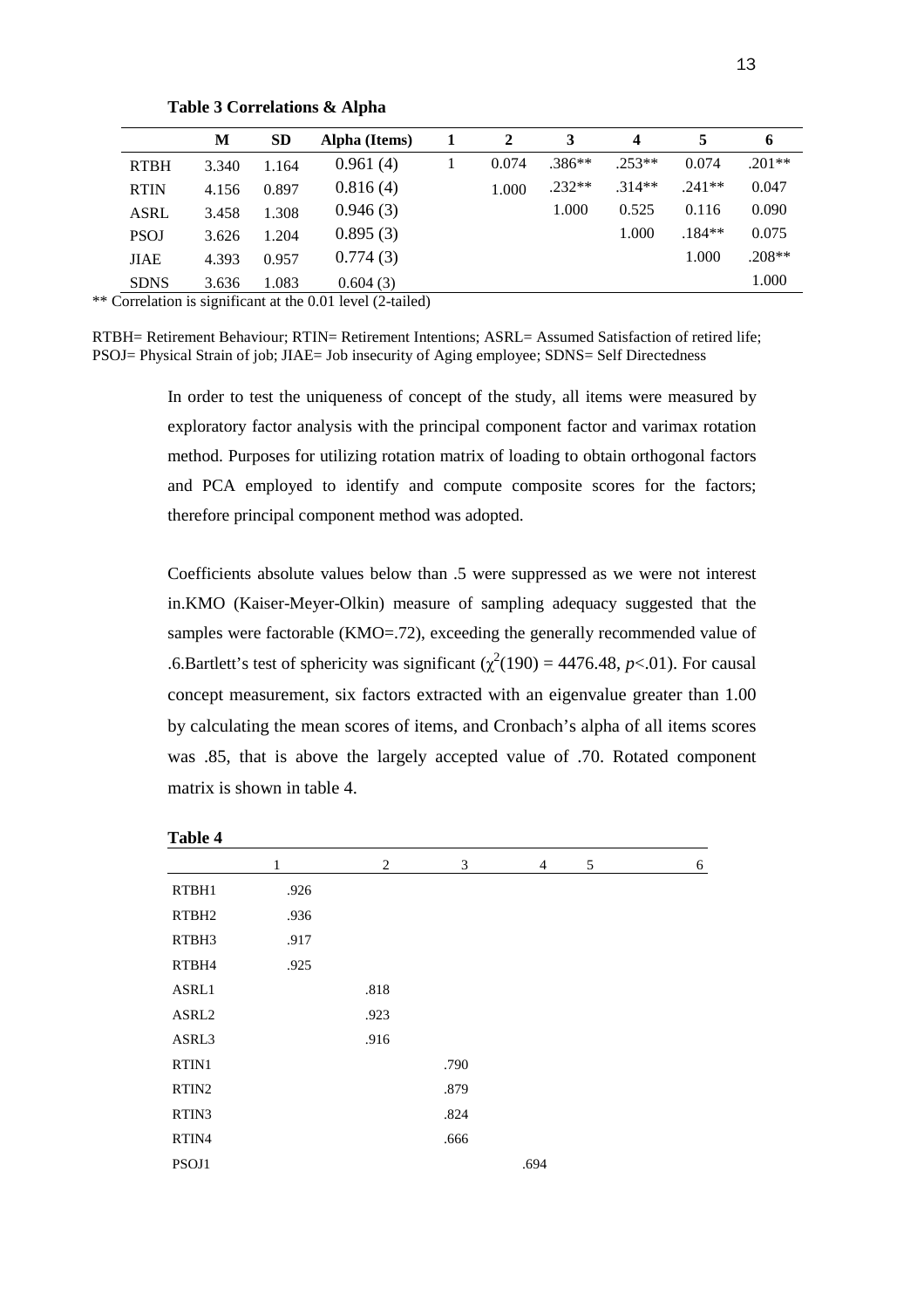**Table 3 Correlations & Alpha**

| | M | SD | Alpha (Items) | 1 | 2 | 3 | 4 | 5 | 6 |
|---|---|---|---|---|---|---|---|---|---|
| RTBH | 3.340 | 1.164 | 0.961 (4) | 1 | 0.074 | .386** | .253** | 0.074 | .201** |
| RTIN | 4.156 | 0.897 | 0.816 (4) | | 1.000 | .232** | .314** | .241** | 0.047 |
| ASRL | 3.458 | 1.308 | 0.946 (3) | | | 1.000 | 0.525 | 0.116 | 0.090 |
| PSOJ | 3.626 | 1.204 | 0.895 (3) | | | | 1.000 | .184** | 0.075 |
| JIAE | 4.393 | 0.957 | 0.774 (3) | | | | | 1.000 | .208** |
| SDNS | 3.636 | 1.083 | 0.604 (3) | | | | | | 1.000 |

** Correlation is significant at the 0.01 level (2-tailed)

RTBH= Retirement Behaviour; RTIN= Retirement Intentions; ASRL= Assumed Satisfaction of retired life; PSOJ= Physical Strain of job; JIAE= Job insecurity of Aging employee; SDNS= Self Directedness

In order to test the uniqueness of concept of the study, all items were measured by exploratory factor analysis with the principal component factor and varimax rotation method. Purposes for utilizing rotation matrix of loading to obtain orthogonal factors and PCA employed to identify and compute composite scores for the factors; therefore principal component method was adopted.

Coefficients absolute values below than .5 were suppressed as we were not interest in.KMO (Kaiser-Meyer-Olkin) measure of sampling adequacy suggested that the samples were factorable (KMO=.72), exceeding the generally recommended value of .6.Bartlett's test of sphericity was significant ($\chi^2(190) = 4476.48$, $p<.01$). For causal concept measurement, six factors extracted with an eigenvalue greater than 1.00 by calculating the mean scores of items, and Cronbach's alpha of all items scores was .85, that is above the largely accepted value of .70. Rotated component matrix is shown in table 4.

**Table 4**

| | 1 | 2 | 3 | 4 | 5 | 6 |
|---|---|---|---|---|---|---|
| RTBH1 | .926 | | | | | |
| RTBH2 | .936 | | | | | |
| RTBH3 | .917 | | | | | |
| RTBH4 | .925 | | | | | |
| ASRL1 | | .818 | | | | |
| ASRL2 | | .923 | | | | |
| ASRL3 | | .916 | | | | |
| RTIN1 | | | .790 | | | |
| RTIN2 | | | .879 | | | |
| RTIN3 | | | .824 | | | |
| RTIN4 | | | .666 | | | |
| PSOJ1 | | | | .694 | | |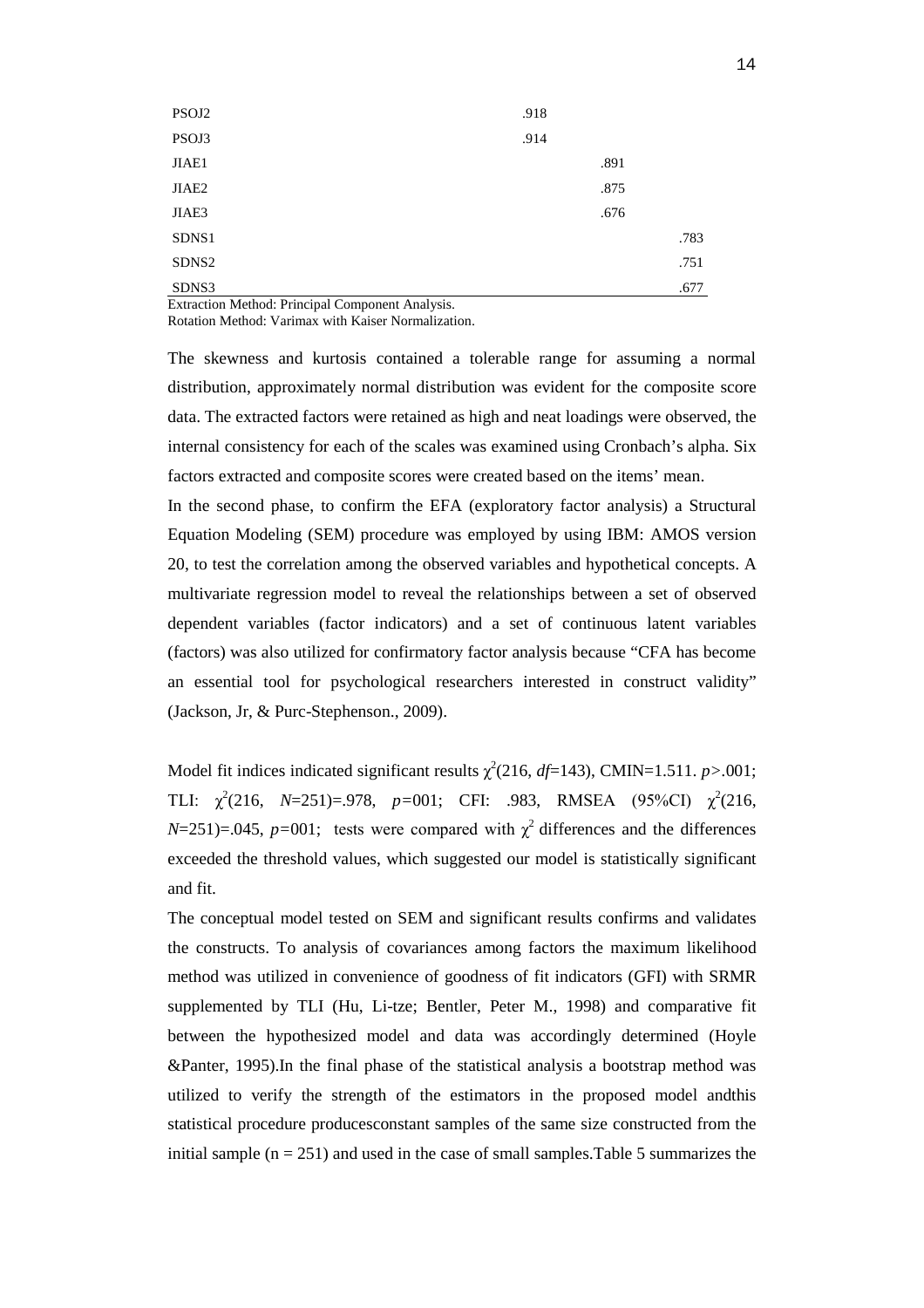| | | | | | | |
|---|---|---|---|---|---|---|
| PSOJ2 | | | .918 | | |
| PSOJ3 | | | .914 | | |
| JIAE1 | | | | .891 | |
| JIAE2 | | | | .875 | |
| JIAE3 | | | | .676 | |
| SDNS1 | | | | | .783 |
| SDNS2 | | | | | .751 |
| SDNS3 | | | | | .677 |

Extraction Method: Principal Component Analysis.
Rotation Method: Varimax with Kaiser Normalization.

The skewness and kurtosis contained a tolerable range for assuming a normal distribution, approximately normal distribution was evident for the composite score data. The extracted factors were retained as high and neat loadings were observed, the internal consistency for each of the scales was examined using Cronbach's alpha. Six factors extracted and composite scores were created based on the items' mean.

In the second phase, to confirm the EFA (exploratory factor analysis) a Structural Equation Modeling (SEM) procedure was employed by using IBM: AMOS version 20, to test the correlation among the observed variables and hypothetical concepts. A multivariate regression model to reveal the relationships between a set of observed dependent variables (factor indicators) and a set of continuous latent variables (factors) was also utilized for confirmatory factor analysis because "CFA has become an essential tool for psychological researchers interested in construct validity" (Jackson, Jr, & Purc-Stephenson., 2009).

Model fit indices indicated significant results $\chi^2$(216, *df*=143), CMIN=1.511. *p*>.001; TLI: $\chi^2$(216, *N*=251)=.978, *p*=001; CFI: .983, RMSEA (95%CI) $\chi^2$(216, *N*=251)=.045, *p*=001; tests were compared with $\chi^2$ differences and the differences exceeded the threshold values, which suggested our model is statistically significant and fit.

The conceptual model tested on SEM and significant results confirms and validates the constructs. To analysis of covariances among factors the maximum likelihood method was utilized in convenience of goodness of fit indicators (GFI) with SRMR supplemented by TLI (Hu, Li-tze; Bentler, Peter M., 1998) and comparative fit between the hypothesized model and data was accordingly determined (Hoyle &Panter, 1995).In the final phase of the statistical analysis a bootstrap method was utilized to verify the strength of the estimators in the proposed model andthis statistical procedure producesconstant samples of the same size constructed from the initial sample (n = 251) and used in the case of small samples.Table 5 summarizes the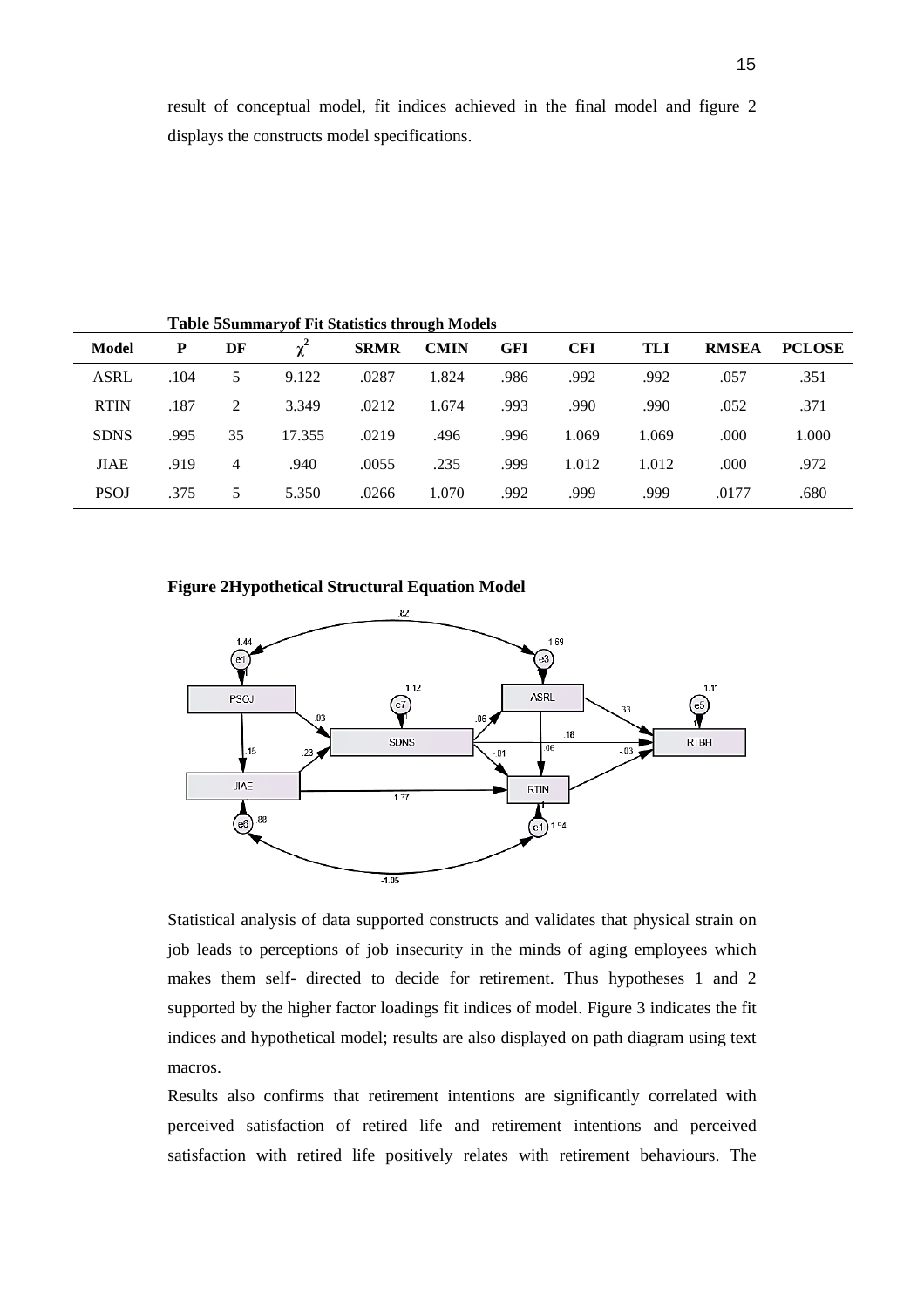result of conceptual model, fit indices achieved in the final model and figure 2 displays the constructs model specifications.

**Table 5Summaryof Fit Statistics through Models**

| Model | P | DF | $\chi^2$ | SRMR | CMIN | GFI | CFI | TLI | RMSEA | PCLOSE |
|---|---|---|---|---|---|---|---|---|---|---|
| ASRL | .104 | 5 | 9.122 | .0287 | 1.824 | .986 | .992 | .992 | .057 | .351 |
| RTIN | .187 | 2 | 3.349 | .0212 | 1.674 | .993 | .990 | .990 | .052 | .371 |
| SDNS | .995 | 35 | 17.355 | .0219 | .496 | .996 | 1.069 | 1.069 | .000 | 1.000 |
| JIAE | .919 | 4 | .940 | .0055 | .235 | .999 | 1.012 | 1.012 | .000 | .972 |
| PSOJ | .375 | 5 | 5.350 | .0266 | 1.070 | .992 | .999 | .999 | .0177 | .680 |

**Figure 2Hypothetical Structural Equation Model**

Statistical analysis of data supported constructs and validates that physical strain on job leads to perceptions of job insecurity in the minds of aging employees which makes them self- directed to decide for retirement. Thus hypotheses 1 and 2 supported by the higher factor loadings fit indices of model. Figure 3 indicates the fit indices and hypothetical model; results are also displayed on path diagram using text macros.

Results also confirms that retirement intentions are significantly correlated with perceived satisfaction of retired life and retirement intentions and perceived satisfaction with retired life positively relates with retirement behaviours. The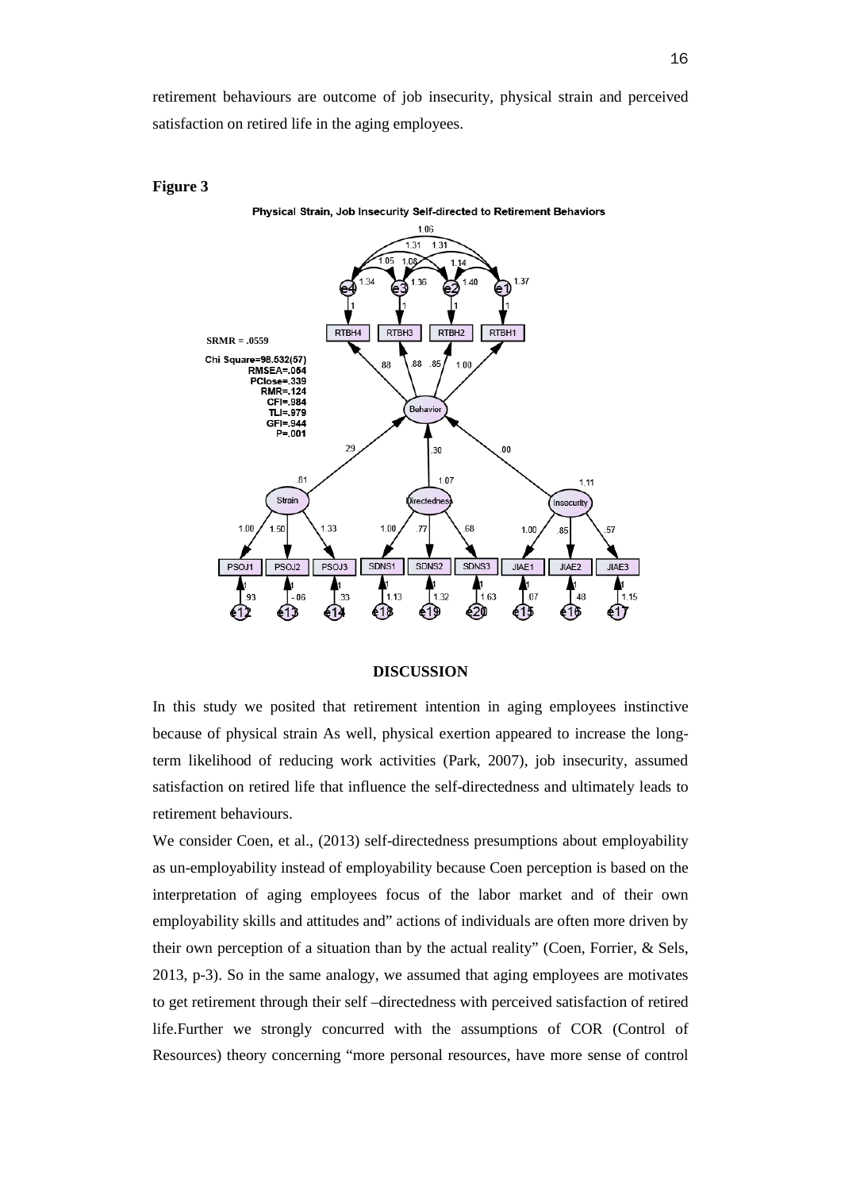retirement behaviours are outcome of job insecurity, physical strain and perceived satisfaction on retired life in the aging employees.

**Figure 3**

Physical Strain, Job Insecurity Self-directed to Retirement Behaviors

## DISCUSSION

In this study we posited that retirement intention in aging employees instinctive because of physical strain As well, physical exertion appeared to increase the long-term likelihood of reducing work activities (Park, 2007), job insecurity, assumed satisfaction on retired life that influence the self-directedness and ultimately leads to retirement behaviours.

We consider Coen, et al., (2013) self-directedness presumptions about employability as un-employability instead of employability because Coen perception is based on the interpretation of aging employees focus of the labor market and of their own employability skills and attitudes and" actions of individuals are often more driven by their own perception of a situation than by the actual reality" (Coen, Forrier, & Sels, 2013, p-3). So in the same analogy, we assumed that aging employees are motivates to get retirement through their self –directedness with perceived satisfaction of retired life.Further we strongly concurred with the assumptions of COR (Control of Resources) theory concerning "more personal resources, have more sense of control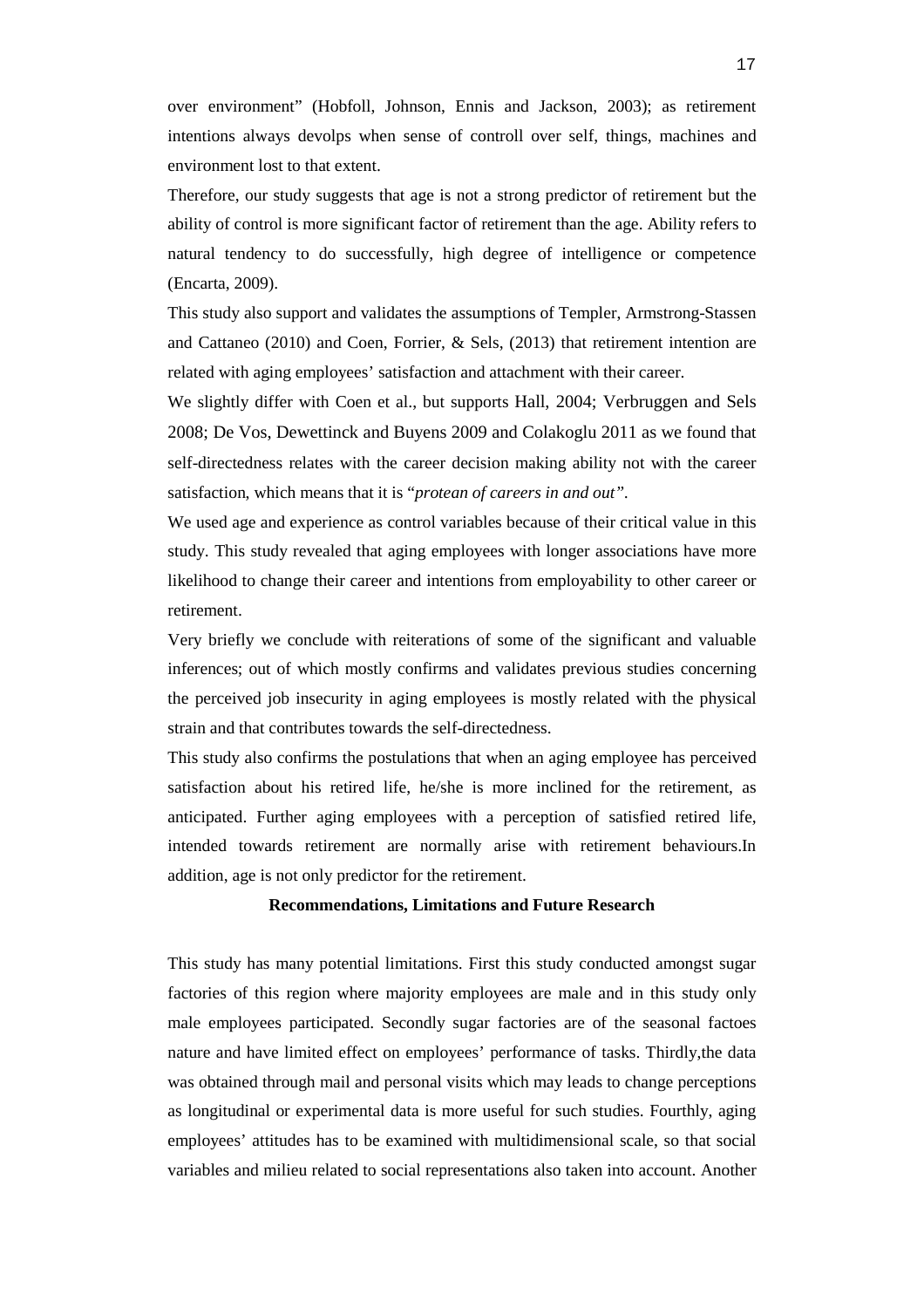over environment" (Hobfoll, Johnson, Ennis and Jackson, 2003); as retirement intentions always devolps when sense of controll over self, things, machines and environment lost to that extent.

Therefore, our study suggests that age is not a strong predictor of retirement but the ability of control is more significant factor of retirement than the age. Ability refers to natural tendency to do successfully, high degree of intelligence or competence (Encarta, 2009).

This study also support and validates the assumptions of Templer, Armstrong-Stassen and Cattaneo (2010) and Coen, Forrier, & Sels, (2013) that retirement intention are related with aging employees' satisfaction and attachment with their career.

We slightly differ with Coen et al., but supports Hall, 2004; Verbruggen and Sels 2008; De Vos, Dewettinck and Buyens 2009 and Colakoglu 2011 as we found that self-directedness relates with the career decision making ability not with the career satisfaction, which means that it is "*protean of careers in and out"*.

We used age and experience as control variables because of their critical value in this study. This study revealed that aging employees with longer associations have more likelihood to change their career and intentions from employability to other career or retirement.

Very briefly we conclude with reiterations of some of the significant and valuable inferences; out of which mostly confirms and validates previous studies concerning the perceived job insecurity in aging employees is mostly related with the physical strain and that contributes towards the self-directedness.

This study also confirms the postulations that when an aging employee has perceived satisfaction about his retired life, he/she is more inclined for the retirement, as anticipated. Further aging employees with a perception of satisfied retired life, intended towards retirement are normally arise with retirement behaviours.In addition, age is not only predictor for the retirement.

## Recommendations, Limitations and Future Research

This study has many potential limitations. First this study conducted amongst sugar factories of this region where majority employees are male and in this study only male employees participated. Secondly sugar factories are of the seasonal factoes nature and have limited effect on employees' performance of tasks. Thirdly,the data was obtained through mail and personal visits which may leads to change perceptions as longitudinal or experimental data is more useful for such studies. Fourthly, aging employees' attitudes has to be examined with multidimensional scale, so that social variables and milieu related to social representations also taken into account. Another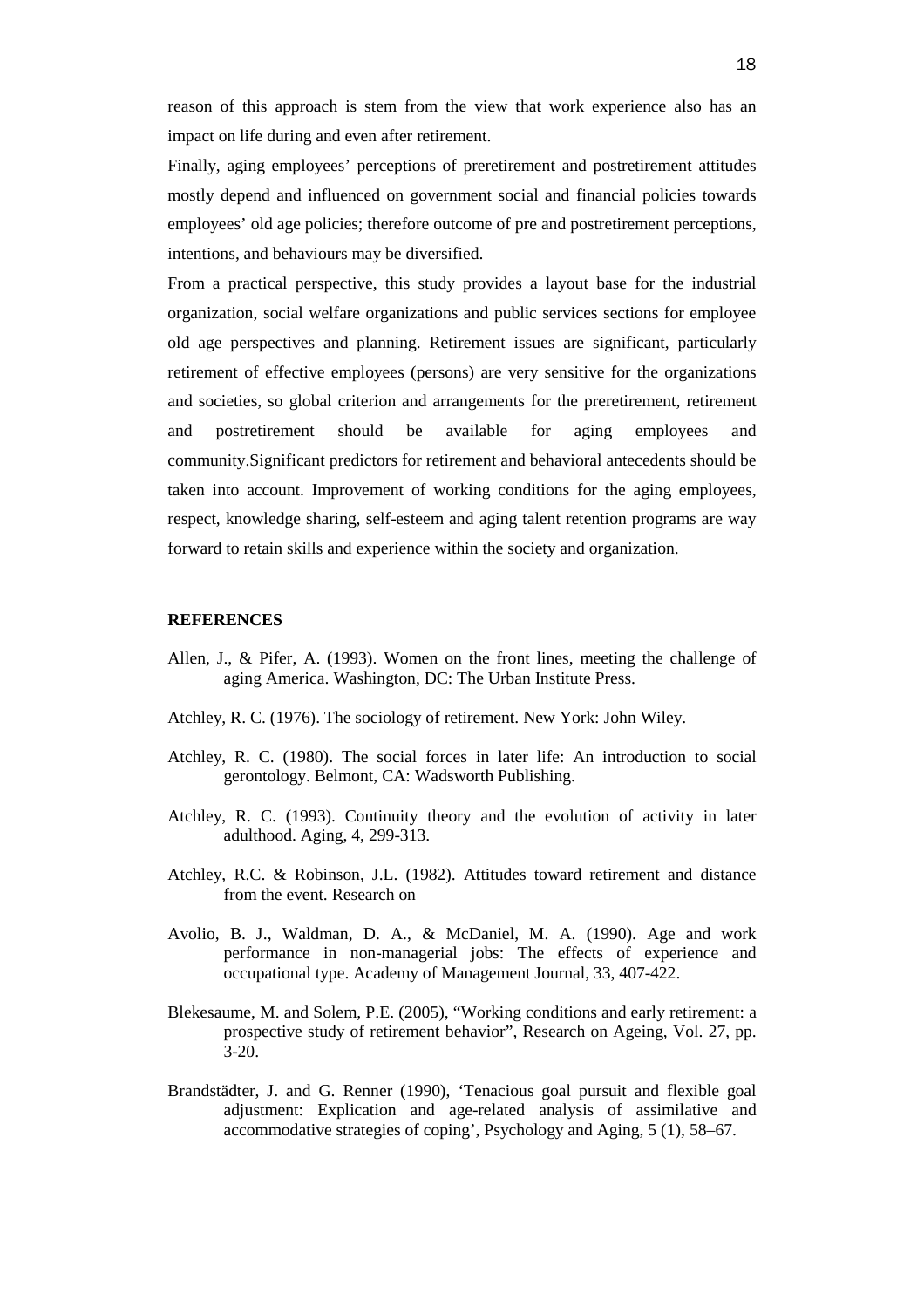reason of this approach is stem from the view that work experience also has an impact on life during and even after retirement.

Finally, aging employees' perceptions of preretirement and postretirement attitudes mostly depend and influenced on government social and financial policies towards employees' old age policies; therefore outcome of pre and postretirement perceptions, intentions, and behaviours may be diversified.

From a practical perspective, this study provides a layout base for the industrial organization, social welfare organizations and public services sections for employee old age perspectives and planning. Retirement issues are significant, particularly retirement of effective employees (persons) are very sensitive for the organizations and societies, so global criterion and arrangements for the preretirement, retirement and postretirement should be available for aging employees and community.Significant predictors for retirement and behavioral antecedents should be taken into account. Improvement of working conditions for the aging employees, respect, knowledge sharing, self-esteem and aging talent retention programs are way forward to retain skills and experience within the society and organization.

## REFERENCES

Allen, J., & Pifer, A. (1993). Women on the front lines, meeting the challenge of aging America. Washington, DC: The Urban Institute Press.

Atchley, R. C. (1976). The sociology of retirement. New York: John Wiley.

Atchley, R. C. (1980). The social forces in later life: An introduction to social gerontology. Belmont, CA: Wadsworth Publishing.

Atchley, R. C. (1993). Continuity theory and the evolution of activity in later adulthood. Aging, 4, 299-313.

Atchley, R.C. & Robinson, J.L. (1982). Attitudes toward retirement and distance from the event. Research on

Avolio, B. J., Waldman, D. A., & McDaniel, M. A. (1990). Age and work performance in non-managerial jobs: The effects of experience and occupational type. Academy of Management Journal, 33, 407-422.

Blekesaume, M. and Solem, P.E. (2005), "Working conditions and early retirement: a prospective study of retirement behavior", Research on Ageing, Vol. 27, pp. 3-20.

Brandstädter, J. and G. Renner (1990), 'Tenacious goal pursuit and flexible goal adjustment: Explication and age-related analysis of assimilative and accommodative strategies of coping', Psychology and Aging, 5 (1), 58–67.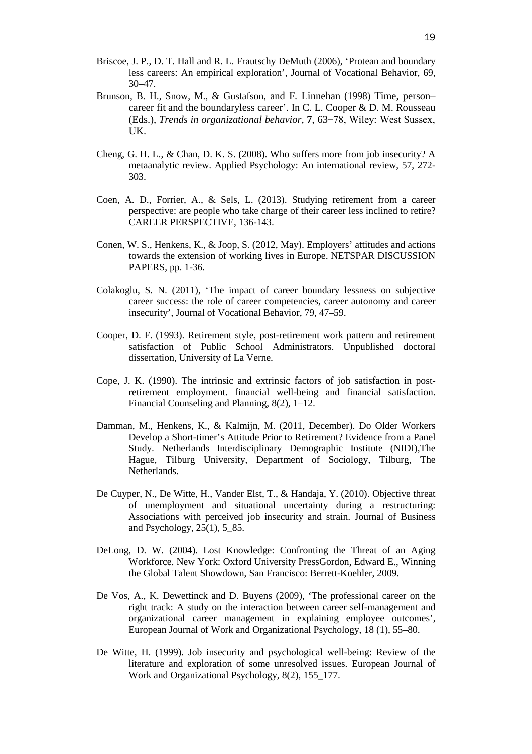Briscoe, J. P., D. T. Hall and R. L. Frautschy DeMuth (2006), 'Protean and boundary less careers: An empirical exploration', Journal of Vocational Behavior, 69, 30–47.

Brunson, B. H., Snow, M., & Gustafson, and F. Linnehan (1998) Time, person–career fit and the boundaryless career'. In C. L. Cooper & D. M. Rousseau (Eds.), *Trends in organizational behavior*, **7**, 63−78, Wiley: West Sussex, UK.

Cheng, G. H. L., & Chan, D. K. S. (2008). Who suffers more from job insecurity? A metaanalytic review. Applied Psychology: An international review, 57, 272-303.

Coen, A. D., Forrier, A., & Sels, L. (2013). Studying retirement from a career perspective: are people who take charge of their career less inclined to retire? CAREER PERSPECTIVE, 136-143.

Conen, W. S., Henkens, K., & Joop, S. (2012, May). Employers' attitudes and actions towards the extension of working lives in Europe. NETSPAR DISCUSSION PAPERS, pp. 1-36.

Colakoglu, S. N. (2011), 'The impact of career boundary lessness on subjective career success: the role of career competencies, career autonomy and career insecurity', Journal of Vocational Behavior, 79, 47–59.

Cooper, D. F. (1993). Retirement style, post-retirement work pattern and retirement satisfaction of Public School Administrators. Unpublished doctoral dissertation, University of La Verne.

Cope, J. K. (1990). The intrinsic and extrinsic factors of job satisfaction in post-retirement employment. financial well-being and financial satisfaction. Financial Counseling and Planning, 8(2), 1–12.

Damman, M., Henkens, K., & Kalmijn, M. (2011, December). Do Older Workers Develop a Short-timer's Attitude Prior to Retirement? Evidence from a Panel Study. Netherlands Interdisciplinary Demographic Institute (NIDI),The Hague, Tilburg University, Department of Sociology, Tilburg, The Netherlands.

De Cuyper, N., De Witte, H., Vander Elst, T., & Handaja, Y. (2010). Objective threat of unemployment and situational uncertainty during a restructuring: Associations with perceived job insecurity and strain. Journal of Business and Psychology, 25(1), 5_85.

DeLong, D. W. (2004). Lost Knowledge: Confronting the Threat of an Aging Workforce. New York: Oxford University PressGordon, Edward E., Winning the Global Talent Showdown, San Francisco: Berrett-Koehler, 2009.

De Vos, A., K. Dewettinck and D. Buyens (2009), 'The professional career on the right track: A study on the interaction between career self-management and organizational career management in explaining employee outcomes', European Journal of Work and Organizational Psychology, 18 (1), 55–80.

De Witte, H. (1999). Job insecurity and psychological well-being: Review of the literature and exploration of some unresolved issues. European Journal of Work and Organizational Psychology, 8(2), 155_177.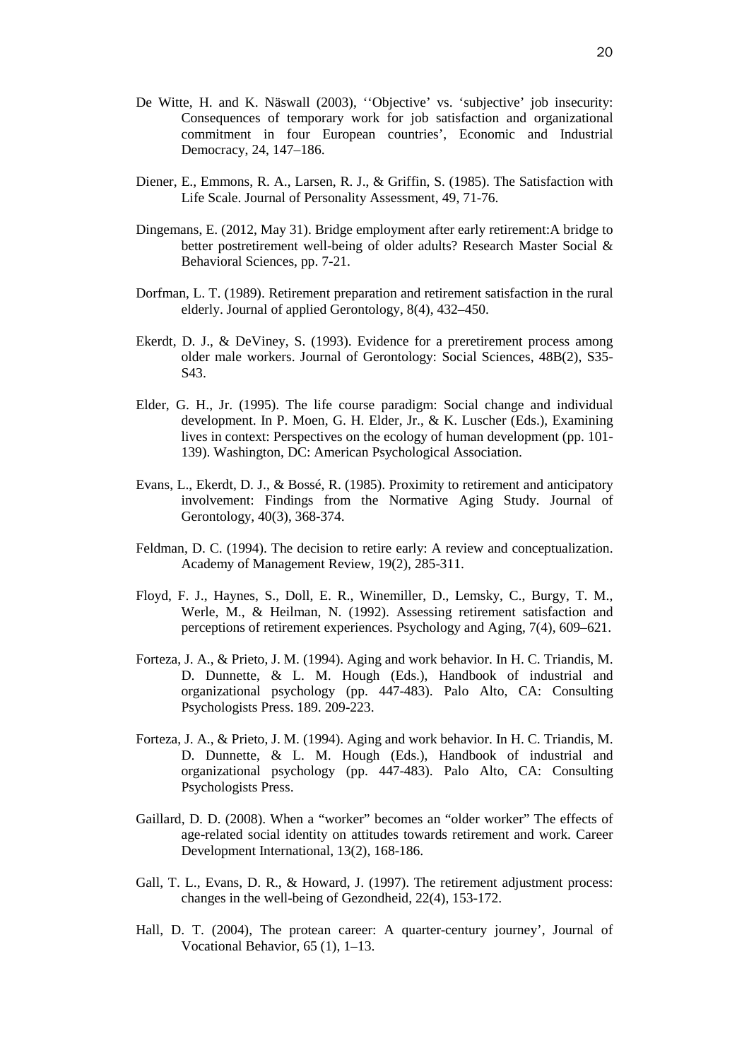De Witte, H. and K. Näswall (2003), ''Objective' vs. 'subjective' job insecurity: Consequences of temporary work for job satisfaction and organizational commitment in four European countries', Economic and Industrial Democracy, 24, 147–186.

Diener, E., Emmons, R. A., Larsen, R. J., & Griffin, S. (1985). The Satisfaction with Life Scale. Journal of Personality Assessment, 49, 71-76.

Dingemans, E. (2012, May 31). Bridge employment after early retirement:A bridge to better postretirement well-being of older adults? Research Master Social & Behavioral Sciences, pp. 7-21.

Dorfman, L. T. (1989). Retirement preparation and retirement satisfaction in the rural elderly. Journal of applied Gerontology, 8(4), 432–450.

Ekerdt, D. J., & DeViney, S. (1993). Evidence for a preretirement process among older male workers. Journal of Gerontology: Social Sciences, 48B(2), S35-S43.

Elder, G. H., Jr. (1995). The life course paradigm: Social change and individual development. In P. Moen, G. H. Elder, Jr., & K. Luscher (Eds.), Examining lives in context: Perspectives on the ecology of human development (pp. 101-139). Washington, DC: American Psychological Association.

Evans, L., Ekerdt, D. J., & Bossé, R. (1985). Proximity to retirement and anticipatory involvement: Findings from the Normative Aging Study. Journal of Gerontology, 40(3), 368-374.

Feldman, D. C. (1994). The decision to retire early: A review and conceptualization. Academy of Management Review, 19(2), 285-311.

Floyd, F. J., Haynes, S., Doll, E. R., Winemiller, D., Lemsky, C., Burgy, T. M., Werle, M., & Heilman, N. (1992). Assessing retirement satisfaction and perceptions of retirement experiences. Psychology and Aging, 7(4), 609–621.

Forteza, J. A., & Prieto, J. M. (1994). Aging and work behavior. In H. C. Triandis, M. D. Dunnette, & L. M. Hough (Eds.), Handbook of industrial and organizational psychology (pp. 447-483). Palo Alto, CA: Consulting Psychologists Press. 189. 209-223.

Forteza, J. A., & Prieto, J. M. (1994). Aging and work behavior. In H. C. Triandis, M. D. Dunnette, & L. M. Hough (Eds.), Handbook of industrial and organizational psychology (pp. 447-483). Palo Alto, CA: Consulting Psychologists Press.

Gaillard, D. D. (2008). When a "worker" becomes an "older worker" The effects of age-related social identity on attitudes towards retirement and work. Career Development International, 13(2), 168-186.

Gall, T. L., Evans, D. R., & Howard, J. (1997). The retirement adjustment process: changes in the well-being of Gezondheid, 22(4), 153-172.

Hall, D. T. (2004), The protean career: A quarter-century journey', Journal of Vocational Behavior, 65 (1), 1–13.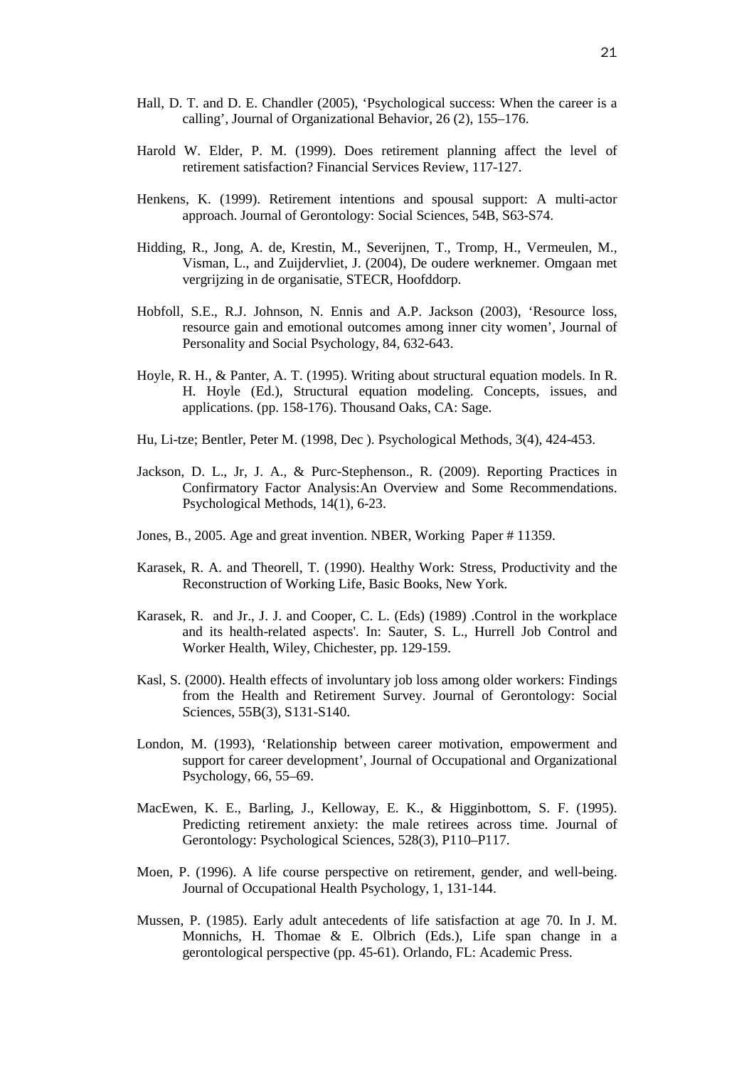Hall, D. T. and D. E. Chandler (2005), 'Psychological success: When the career is a calling', Journal of Organizational Behavior, 26 (2), 155–176.

Harold W. Elder, P. M. (1999). Does retirement planning affect the level of retirement satisfaction? Financial Services Review, 117-127.

Henkens, K. (1999). Retirement intentions and spousal support: A multi-actor approach. Journal of Gerontology: Social Sciences, 54B, S63-S74.

Hidding, R., Jong, A. de, Krestin, M., Severijnen, T., Tromp, H., Vermeulen, M., Visman, L., and Zuijdervliet, J. (2004), De oudere werknemer. Omgaan met vergrijzing in de organisatie, STECR, Hoofddorp.

Hobfoll, S.E., R.J. Johnson, N. Ennis and A.P. Jackson (2003), 'Resource loss, resource gain and emotional outcomes among inner city women', Journal of Personality and Social Psychology, 84, 632-643.

Hoyle, R. H., & Panter, A. T. (1995). Writing about structural equation models. In R. H. Hoyle (Ed.), Structural equation modeling. Concepts, issues, and applications. (pp. 158-176). Thousand Oaks, CA: Sage.

Hu, Li-tze; Bentler, Peter M. (1998, Dec ). Psychological Methods, 3(4), 424-453.

Jackson, D. L., Jr, J. A., & Purc-Stephenson., R. (2009). Reporting Practices in Confirmatory Factor Analysis:An Overview and Some Recommendations. Psychological Methods, 14(1), 6-23.

Jones, B., 2005. Age and great invention. NBER, Working Paper # 11359.

Karasek, R. A. and Theorell, T. (1990). Healthy Work: Stress, Productivity and the Reconstruction of Working Life, Basic Books, New York.

Karasek, R. and Jr., J. J. and Cooper, C. L. (Eds) (1989) .Control in the workplace and its health-related aspects'. In: Sauter, S. L., Hurrell Job Control and Worker Health, Wiley, Chichester, pp. 129-159.

Kasl, S. (2000). Health effects of involuntary job loss among older workers: Findings from the Health and Retirement Survey. Journal of Gerontology: Social Sciences, 55B(3), S131-S140.

London, M. (1993), 'Relationship between career motivation, empowerment and support for career development', Journal of Occupational and Organizational Psychology, 66, 55–69.

MacEwen, K. E., Barling, J., Kelloway, E. K., & Higginbottom, S. F. (1995). Predicting retirement anxiety: the male retirees across time. Journal of Gerontology: Psychological Sciences, 528(3), P110–P117.

Moen, P. (1996). A life course perspective on retirement, gender, and well-being. Journal of Occupational Health Psychology, 1, 131-144.

Mussen, P. (1985). Early adult antecedents of life satisfaction at age 70. In J. M. Monnichs, H. Thomae & E. Olbrich (Eds.), Life span change in a gerontological perspective (pp. 45-61). Orlando, FL: Academic Press.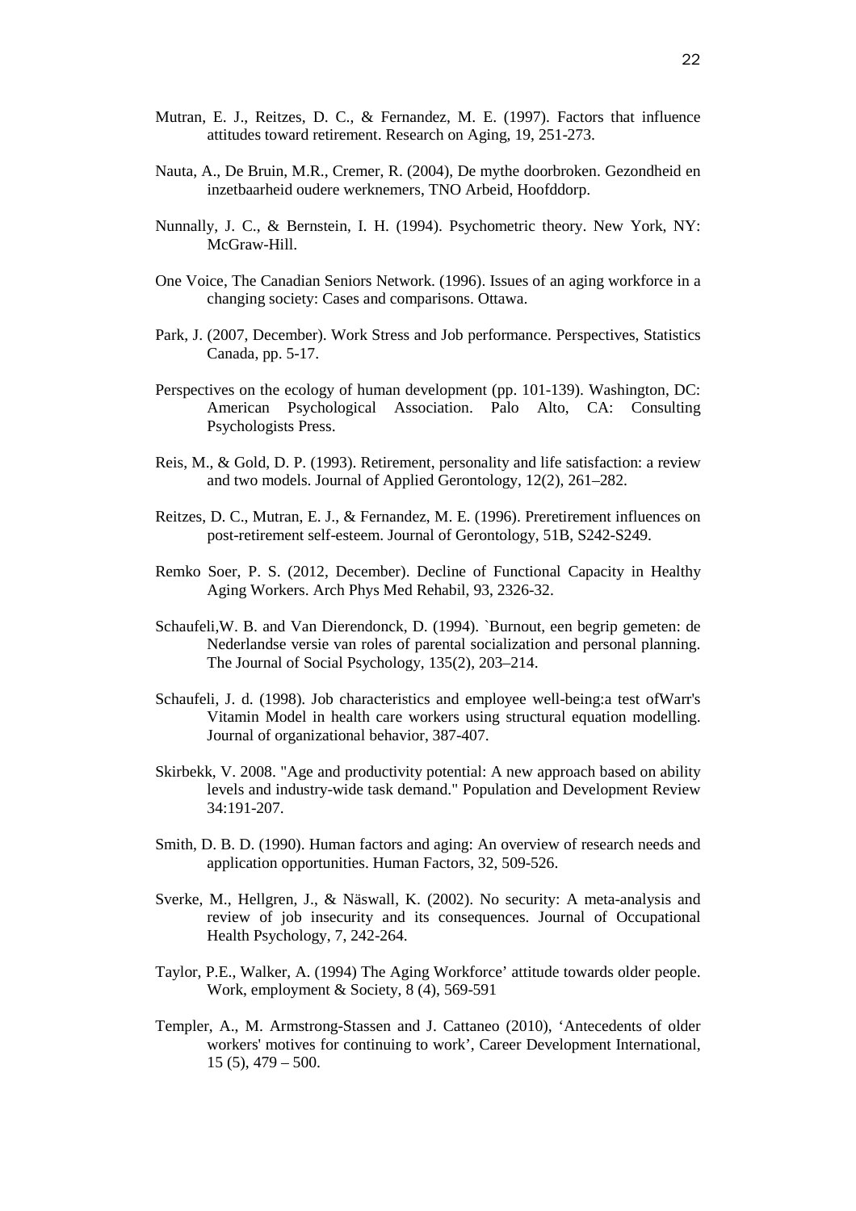Mutran, E. J., Reitzes, D. C., & Fernandez, M. E. (1997). Factors that influence attitudes toward retirement. Research on Aging, 19, 251-273.

Nauta, A., De Bruin, M.R., Cremer, R. (2004), De mythe doorbroken. Gezondheid en inzetbaarheid oudere werknemers, TNO Arbeid, Hoofddorp.

Nunnally, J. C., & Bernstein, I. H. (1994). Psychometric theory. New York, NY: McGraw-Hill.

One Voice, The Canadian Seniors Network. (1996). Issues of an aging workforce in a changing society: Cases and comparisons. Ottawa.

Park, J. (2007, December). Work Stress and Job performance. Perspectives, Statistics Canada, pp. 5-17.

Perspectives on the ecology of human development (pp. 101-139). Washington, DC: American Psychological Association. Palo Alto, CA: Consulting Psychologists Press.

Reis, M., & Gold, D. P. (1993). Retirement, personality and life satisfaction: a review and two models. Journal of Applied Gerontology, 12(2), 261–282.

Reitzes, D. C., Mutran, E. J., & Fernandez, M. E. (1996). Preretirement influences on post-retirement self-esteem. Journal of Gerontology, 51B, S242-S249.

Remko Soer, P. S. (2012, December). Decline of Functional Capacity in Healthy Aging Workers. Arch Phys Med Rehabil, 93, 2326-32.

Schaufeli,W. B. and Van Dierendonck, D. (1994). `Burnout, een begrip gemeten: de Nederlandse versie van roles of parental socialization and personal planning. The Journal of Social Psychology, 135(2), 203–214.

Schaufeli, J. d. (1998). Job characteristics and employee well-being:a test ofWarr's Vitamin Model in health care workers using structural equation modelling. Journal of organizational behavior, 387-407.

Skirbekk, V. 2008. "Age and productivity potential: A new approach based on ability levels and industry-wide task demand." Population and Development Review 34:191-207.

Smith, D. B. D. (1990). Human factors and aging: An overview of research needs and application opportunities. Human Factors, 32, 509-526.

Sverke, M., Hellgren, J., & Näswall, K. (2002). No security: A meta-analysis and review of job insecurity and its consequences. Journal of Occupational Health Psychology, 7, 242-264.

Taylor, P.E., Walker, A. (1994) The Aging Workforce' attitude towards older people. Work, employment & Society, 8 (4), 569-591

Templer, A., M. Armstrong-Stassen and J. Cattaneo (2010), 'Antecedents of older workers' motives for continuing to work', Career Development International, 15 (5), 479 – 500.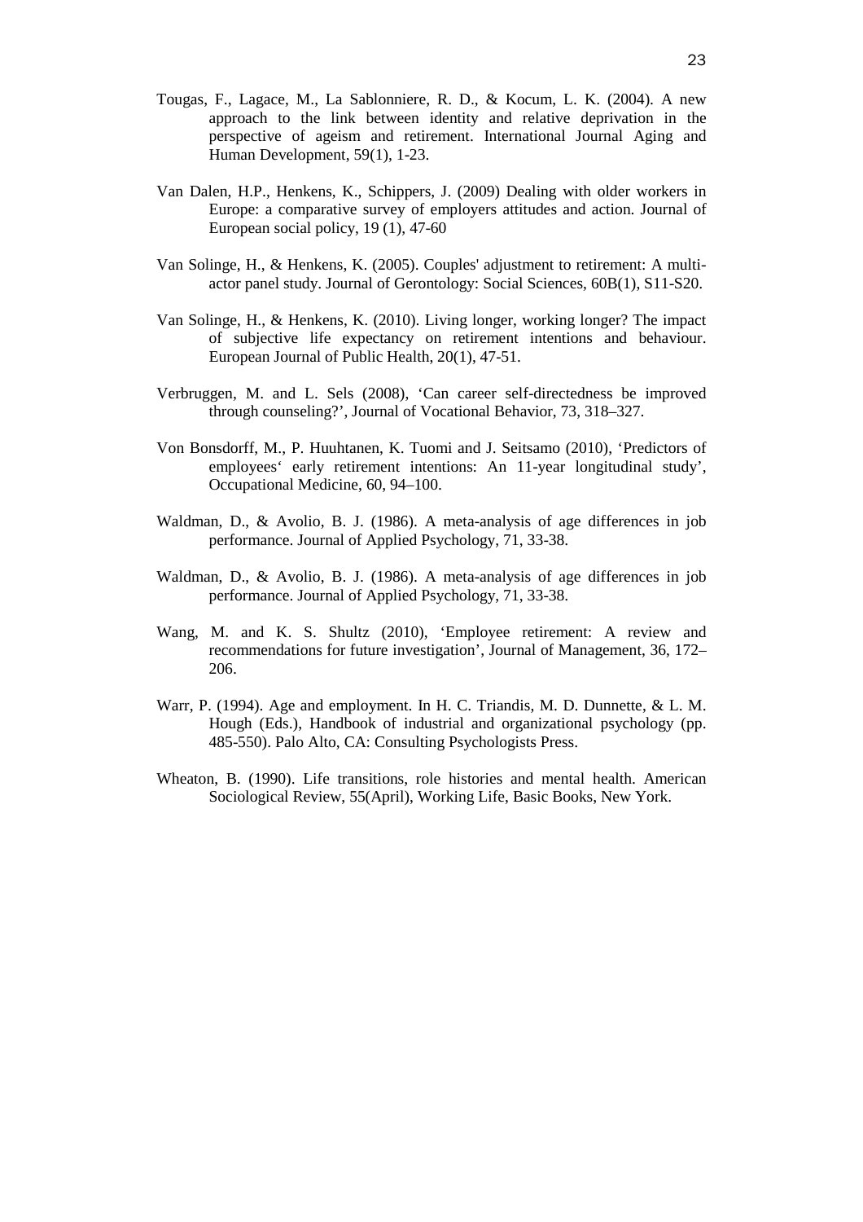Tougas, F., Lagace, M., La Sablonniere, R. D., & Kocum, L. K. (2004). A new approach to the link between identity and relative deprivation in the perspective of ageism and retirement. International Journal Aging and Human Development, 59(1), 1-23.

Van Dalen, H.P., Henkens, K., Schippers, J. (2009) Dealing with older workers in Europe: a comparative survey of employers attitudes and action. Journal of European social policy, 19 (1), 47-60

Van Solinge, H., & Henkens, K. (2005). Couples' adjustment to retirement: A multi-actor panel study. Journal of Gerontology: Social Sciences, 60B(1), S11-S20.

Van Solinge, H., & Henkens, K. (2010). Living longer, working longer? The impact of subjective life expectancy on retirement intentions and behaviour. European Journal of Public Health, 20(1), 47-51.

Verbruggen, M. and L. Sels (2008), 'Can career self-directedness be improved through counseling?', Journal of Vocational Behavior, 73, 318–327.

Von Bonsdorff, M., P. Huuhtanen, K. Tuomi and J. Seitsamo (2010), 'Predictors of employees' early retirement intentions: An 11-year longitudinal study', Occupational Medicine, 60, 94–100.

Waldman, D., & Avolio, B. J. (1986). A meta-analysis of age differences in job performance. Journal of Applied Psychology, 71, 33-38.

Waldman, D., & Avolio, B. J. (1986). A meta-analysis of age differences in job performance. Journal of Applied Psychology, 71, 33-38.

Wang, M. and K. S. Shultz (2010), 'Employee retirement: A review and recommendations for future investigation', Journal of Management, 36, 172–206.

Warr, P. (1994). Age and employment. In H. C. Triandis, M. D. Dunnette, & L. M. Hough (Eds.), Handbook of industrial and organizational psychology (pp. 485-550). Palo Alto, CA: Consulting Psychologists Press.

Wheaton, B. (1990). Life transitions, role histories and mental health. American Sociological Review, 55(April), Working Life, Basic Books, New York.